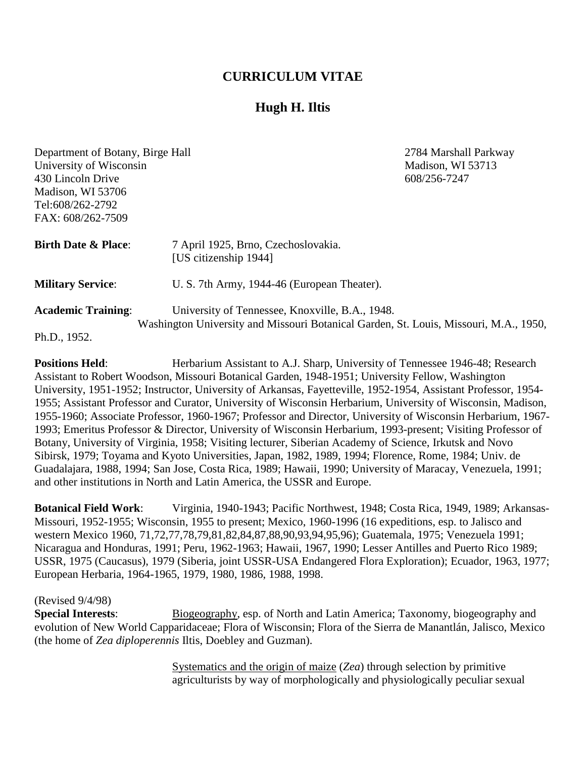# CURRICULUM VITAE

## Hugh H. Iltis

Department of Botany, Birge Hall
University of Wisconsin
430 Lincoln Drive
Madison, WI 53706
Tel:608/262-2792
FAX: 608/262-7509

2784 Marshall Parkway
Madison, WI 53713
608/256-7247

**Birth Date & Place**: 7 April 1925, Brno, Czechoslovakia. [US citizenship 1944]

**Military Service**: U. S. 7th Army, 1944-46 (European Theater).

**Academic Training**: University of Tennessee, Knoxville, B.A., 1948. Washington University and Missouri Botanical Garden, St. Louis, Missouri, M.A., 1950, Ph.D., 1952.

**Positions Held**: Herbarium Assistant to A.J. Sharp, University of Tennessee 1946-48; Research Assistant to Robert Woodson, Missouri Botanical Garden, 1948-1951; University Fellow, Washington University, 1951-1952; Instructor, University of Arkansas, Fayetteville, 1952-1954, Assistant Professor, 1954-1955; Assistant Professor and Curator, University of Wisconsin Herbarium, University of Wisconsin, Madison, 1955-1960; Associate Professor, 1960-1967; Professor and Director, University of Wisconsin Herbarium, 1967-1993; Emeritus Professor & Director, University of Wisconsin Herbarium, 1993-present; Visiting Professor of Botany, University of Virginia, 1958; Visiting lecturer, Siberian Academy of Science, Irkutsk and Novo Sibirsk, 1979; Toyama and Kyoto Universities, Japan, 1982, 1989, 1994; Florence, Rome, 1984; Univ. de Guadalajara, 1988, 1994; San Jose, Costa Rica, 1989; Hawaii, 1990; University of Maracay, Venezuela, 1991; and other institutions in North and Latin America, the USSR and Europe.

**Botanical Field Work**: Virginia, 1940-1943; Pacific Northwest, 1948; Costa Rica, 1949, 1989; Arkansas-Missouri, 1952-1955; Wisconsin, 1955 to present; Mexico, 1960-1996 (16 expeditions, esp. to Jalisco and western Mexico 1960, 71,72,77,78,79,81,82,84,87,88,90,93,94,95,96); Guatemala, 1975; Venezuela 1991; Nicaragua and Honduras, 1991; Peru, 1962-1963; Hawaii, 1967, 1990; Lesser Antilles and Puerto Rico 1989; USSR, 1975 (Caucasus), 1979 (Siberia, joint USSR-USA Endangered Flora Exploration); Ecuador, 1963, 1977; European Herbaria, 1964-1965, 1979, 1980, 1986, 1988, 1998.

(Revised 9/4/98)

**Special Interests**: Biogeography, esp. of North and Latin America; Taxonomy, biogeography and evolution of New World Capparidaceae; Flora of Wisconsin; Flora of the Sierra de Manantlán, Jalisco, Mexico (the home of *Zea diploperennis* Iltis, Doebley and Guzman).

Systematics and the origin of maize (*Zea*) through selection by primitive agriculturists by way of morphologically and physiologically peculiar sexual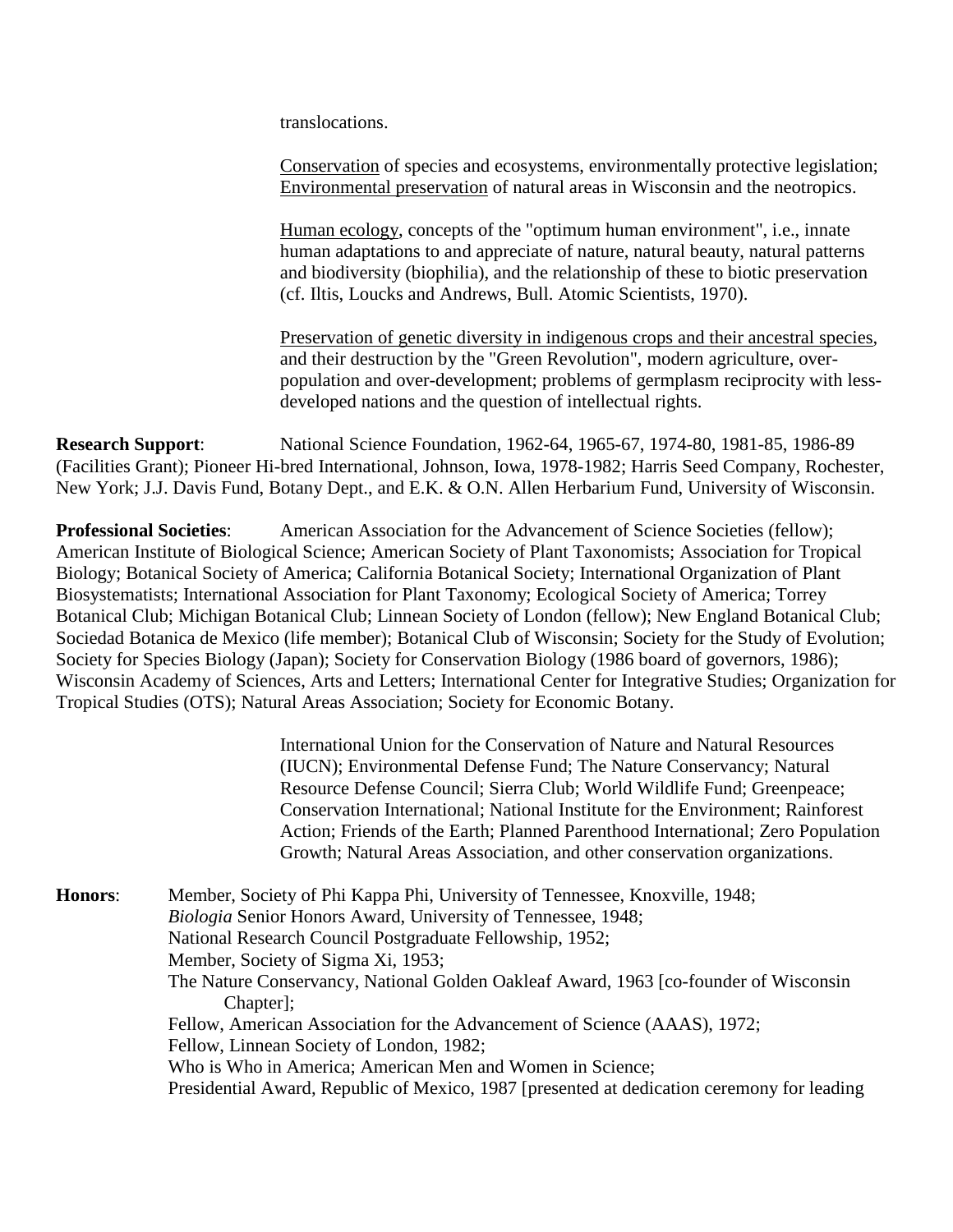translocations.

Conservation of species and ecosystems, environmentally protective legislation; Environmental preservation of natural areas in Wisconsin and the neotropics.

Human ecology, concepts of the "optimum human environment", i.e., innate human adaptations to and appreciate of nature, natural beauty, natural patterns and biodiversity (biophilia), and the relationship of these to biotic preservation (cf. Iltis, Loucks and Andrews, Bull. Atomic Scientists, 1970).

Preservation of genetic diversity in indigenous crops and their ancestral species, and their destruction by the "Green Revolution", modern agriculture, over-population and over-development; problems of germplasm reciprocity with less-developed nations and the question of intellectual rights.

**Research Support**: National Science Foundation, 1962-64, 1965-67, 1974-80, 1981-85, 1986-89 (Facilities Grant); Pioneer Hi-bred International, Johnson, Iowa, 1978-1982; Harris Seed Company, Rochester, New York; J.J. Davis Fund, Botany Dept., and E.K. & O.N. Allen Herbarium Fund, University of Wisconsin.

**Professional Societies**: American Association for the Advancement of Science Societies (fellow); American Institute of Biological Science; American Society of Plant Taxonomists; Association for Tropical Biology; Botanical Society of America; California Botanical Society; International Organization of Plant Biosystematists; International Association for Plant Taxonomy; Ecological Society of America; Torrey Botanical Club; Michigan Botanical Club; Linnean Society of London (fellow); New England Botanical Club; Sociedad Botanica de Mexico (life member); Botanical Club of Wisconsin; Society for the Study of Evolution; Society for Species Biology (Japan); Society for Conservation Biology (1986 board of governors, 1986); Wisconsin Academy of Sciences, Arts and Letters; International Center for Integrative Studies; Organization for Tropical Studies (OTS); Natural Areas Association; Society for Economic Botany.

International Union for the Conservation of Nature and Natural Resources (IUCN); Environmental Defense Fund; The Nature Conservancy; Natural Resource Defense Council; Sierra Club; World Wildlife Fund; Greenpeace; Conservation International; National Institute for the Environment; Rainforest Action; Friends of the Earth; Planned Parenthood International; Zero Population Growth; Natural Areas Association, and other conservation organizations.

**Honors**: Member, Society of Phi Kappa Phi, University of Tennessee, Knoxville, 1948;
*Biologia* Senior Honors Award, University of Tennessee, 1948;
National Research Council Postgraduate Fellowship, 1952;
Member, Society of Sigma Xi, 1953;
The Nature Conservancy, National Golden Oakleaf Award, 1963 [co-founder of Wisconsin Chapter];
Fellow, American Association for the Advancement of Science (AAAS), 1972;
Fellow, Linnean Society of London, 1982;
Who is Who in America; American Men and Women in Science;
Presidential Award, Republic of Mexico, 1987 [presented at dedication ceremony for leading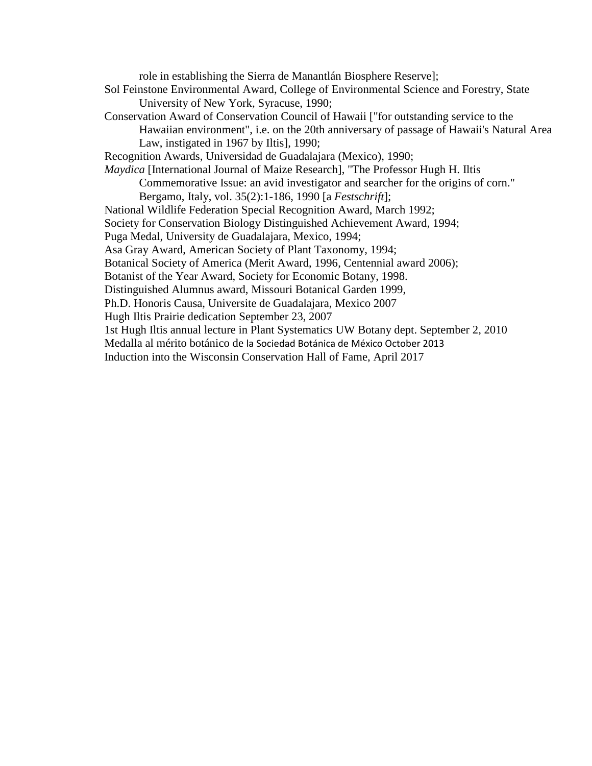role in establishing the Sierra de Manantlán Biosphere Reserve];

Sol Feinstone Environmental Award, College of Environmental Science and Forestry, State University of New York, Syracuse, 1990;

Conservation Award of Conservation Council of Hawaii ["for outstanding service to the Hawaiian environment", i.e. on the 20th anniversary of passage of Hawaii's Natural Area Law, instigated in 1967 by Iltis], 1990;

Recognition Awards, Universidad de Guadalajara (Mexico), 1990;

*Maydica* [International Journal of Maize Research], "The Professor Hugh H. Iltis Commemorative Issue: an avid investigator and searcher for the origins of corn." Bergamo, Italy, vol. 35(2):1-186, 1990 [a *Festschrift*];

National Wildlife Federation Special Recognition Award, March 1992;

Society for Conservation Biology Distinguished Achievement Award, 1994;

Puga Medal, University de Guadalajara, Mexico, 1994;

Asa Gray Award, American Society of Plant Taxonomy, 1994;

Botanical Society of America (Merit Award, 1996, Centennial award 2006);

Botanist of the Year Award, Society for Economic Botany, 1998.

Distinguished Alumnus award, Missouri Botanical Garden 1999,

Ph.D. Honoris Causa, Universite de Guadalajara, Mexico 2007

Hugh Iltis Prairie dedication September 23, 2007

1st Hugh Iltis annual lecture in Plant Systematics UW Botany dept. September 2, 2010

Medalla al mérito botánico de la Sociedad Botánica de México October 2013

Induction into the Wisconsin Conservation Hall of Fame, April 2017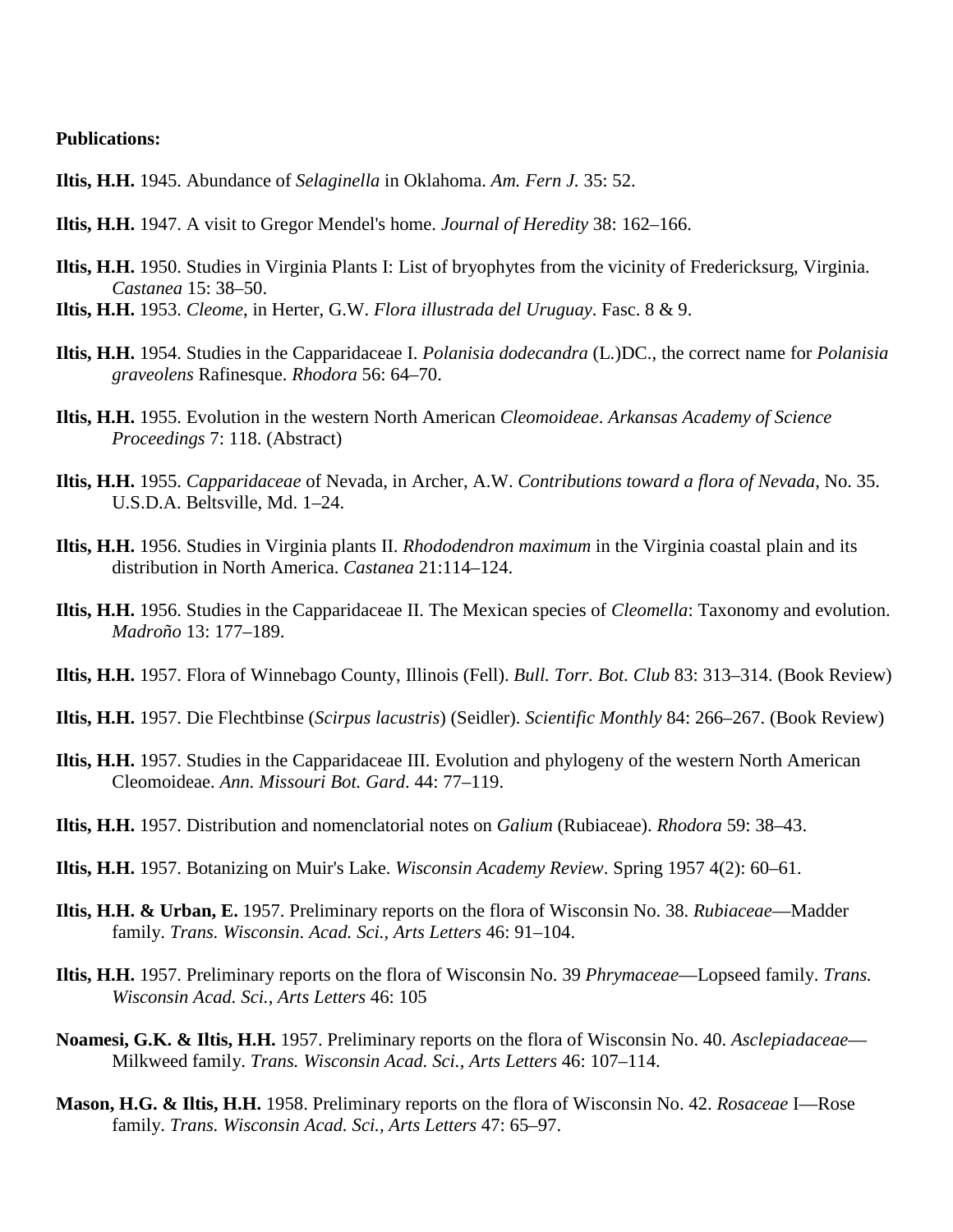**Publications:**

**Iltis, H.H.** 1945. Abundance of *Selaginella* in Oklahoma. *Am. Fern J.* 35: 52.

**Iltis, H.H.** 1947. A visit to Gregor Mendel's home. *Journal of Heredity* 38: 162–166.

**Iltis, H.H.** 1950. Studies in Virginia Plants I: List of bryophytes from the vicinity of Fredericksurg, Virginia. *Castanea* 15: 38–50.

**Iltis, H.H.** 1953. *Cleome*, in Herter, G.W. *Flora illustrada del Uruguay*. Fasc. 8 & 9.

**Iltis, H.H.** 1954. Studies in the Capparidaceae I. *Polanisia dodecandra* (L.)DC., the correct name for *Polanisia graveolens* Rafinesque. *Rhodora* 56: 64–70.

**Iltis, H.H.** 1955. Evolution in the western North American *Cleomoideae*. *Arkansas Academy of Science Proceedings* 7: 118. (Abstract)

**Iltis, H.H.** 1955. *Capparidaceae* of Nevada, in Archer, A.W. *Contributions toward a flora of Nevada*, No. 35. U.S.D.A. Beltsville, Md. 1–24.

**Iltis, H.H.** 1956. Studies in Virginia plants II. *Rhododendron maximum* in the Virginia coastal plain and its distribution in North America. *Castanea* 21:114–124.

**Iltis, H.H.** 1956. Studies in the Capparidaceae II. The Mexican species of *Cleomella*: Taxonomy and evolution. *Madroño* 13: 177–189.

**Iltis, H.H.** 1957. Flora of Winnebago County, Illinois (Fell). *Bull. Torr. Bot. Club* 83: 313–314. (Book Review)

**Iltis, H.H.** 1957. Die Flechtbinse (*Scirpus lacustris*) (Seidler). *Scientific Monthly* 84: 266–267. (Book Review)

**Iltis, H.H.** 1957. Studies in the Capparidaceae III. Evolution and phylogeny of the western North American Cleomoideae. *Ann. Missouri Bot. Gard.* 44: 77–119.

**Iltis, H.H.** 1957. Distribution and nomenclatorial notes on *Galium* (Rubiaceae). *Rhodora* 59: 38–43.

**Iltis, H.H.** 1957. Botanizing on Muir's Lake. *Wisconsin Academy Review*. Spring 1957 4(2): 60–61.

**Iltis, H.H. & Urban, E.** 1957. Preliminary reports on the flora of Wisconsin No. 38. *Rubiaceae*—Madder family. *Trans. Wisconsin. Acad. Sci., Arts Letters* 46: 91–104.

**Iltis, H.H.** 1957. Preliminary reports on the flora of Wisconsin No. 39 *Phrymaceae*—Lopseed family. *Trans. Wisconsin Acad. Sci., Arts Letters* 46: 105

**Noamesi, G.K. & Iltis, H.H.** 1957. Preliminary reports on the flora of Wisconsin No. 40. *Asclepiadaceae*—Milkweed family. *Trans. Wisconsin Acad. Sci., Arts Letters* 46: 107–114.

**Mason, H.G. & Iltis, H.H.** 1958. Preliminary reports on the flora of Wisconsin No. 42. *Rosaceae* I—Rose family. *Trans. Wisconsin Acad. Sci., Arts Letters* 47: 65–97.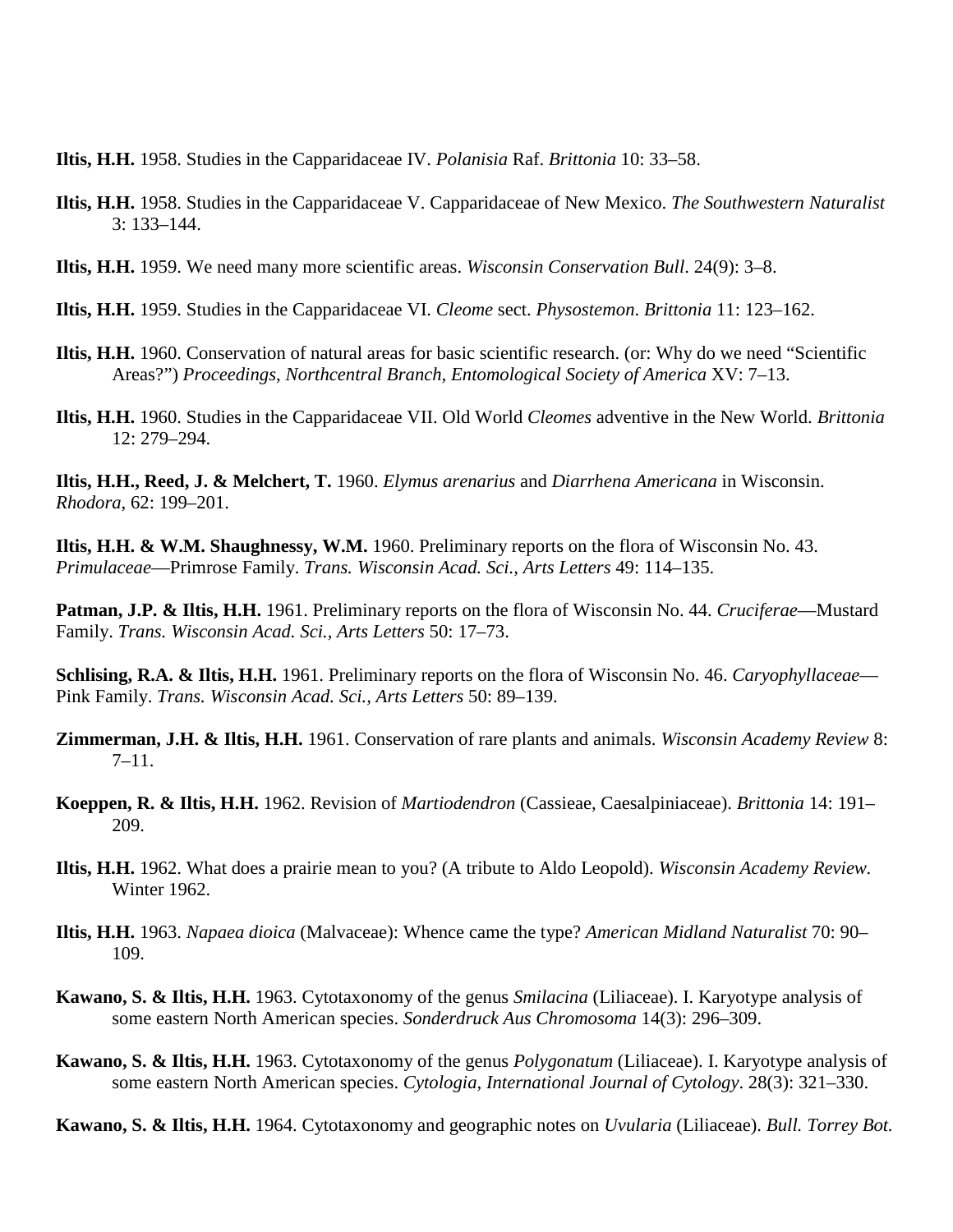**Iltis, H.H.** 1958. Studies in the Capparidaceae IV. *Polanisia* Raf. *Brittonia* 10: 33–58.

**Iltis, H.H.** 1958. Studies in the Capparidaceae V. Capparidaceae of New Mexico. *The Southwestern Naturalist* 3: 133–144.

**Iltis, H.H.** 1959. We need many more scientific areas. *Wisconsin Conservation Bull*. 24(9): 3–8.

**Iltis, H.H.** 1959. Studies in the Capparidaceae VI. *Cleome* sect. *Physostemon*. *Brittonia* 11: 123–162.

**Iltis, H.H.** 1960. Conservation of natural areas for basic scientific research. (or: Why do we need "Scientific Areas?") *Proceedings, Northcentral Branch, Entomological Society of America* XV: 7–13.

**Iltis, H.H.** 1960. Studies in the Capparidaceae VII. Old World *Cleomes* adventive in the New World. *Brittonia* 12: 279–294.

**Iltis, H.H., Reed, J. & Melchert, T.** 1960. *Elymus arenarius* and *Diarrhena Americana* in Wisconsin. *Rhodora*, 62: 199–201.

**Iltis, H.H. & W.M. Shaughnessy, W.M.** 1960. Preliminary reports on the flora of Wisconsin No. 43. *Primulaceae*—Primrose Family. *Trans. Wisconsin Acad. Sci., Arts Letters* 49: 114–135.

**Patman, J.P. & Iltis, H.H.** 1961. Preliminary reports on the flora of Wisconsin No. 44. *Cruciferae*—Mustard Family. *Trans. Wisconsin Acad. Sci., Arts Letters* 50: 17–73.

**Schlising, R.A. & Iltis, H.H.** 1961. Preliminary reports on the flora of Wisconsin No. 46. *Caryophyllaceae*—Pink Family. *Trans. Wisconsin Acad. Sci., Arts Letters* 50: 89–139.

**Zimmerman, J.H. & Iltis, H.H.** 1961. Conservation of rare plants and animals. *Wisconsin Academy Review* 8: 7–11.

**Koeppen, R. & Iltis, H.H.** 1962. Revision of *Martiodendron* (Cassieae, Caesalpiniaceae). *Brittonia* 14: 191–209.

**Iltis, H.H.** 1962. What does a prairie mean to you? (A tribute to Aldo Leopold). *Wisconsin Academy Review.* Winter 1962.

**Iltis, H.H.** 1963. *Napaea dioica* (Malvaceae): Whence came the type? *American Midland Naturalist* 70: 90–109.

**Kawano, S. & Iltis, H.H.** 1963. Cytotaxonomy of the genus *Smilacina* (Liliaceae). I. Karyotype analysis of some eastern North American species. *Sonderdruck Aus Chromosoma* 14(3): 296–309.

**Kawano, S. & Iltis, H.H.** 1963. Cytotaxonomy of the genus *Polygonatum* (Liliaceae). I. Karyotype analysis of some eastern North American species. *Cytologia, International Journal of Cytology*. 28(3): 321–330.

**Kawano, S. & Iltis, H.H.** 1964. Cytotaxonomy and geographic notes on *Uvularia* (Liliaceae). *Bull. Torrey Bot.*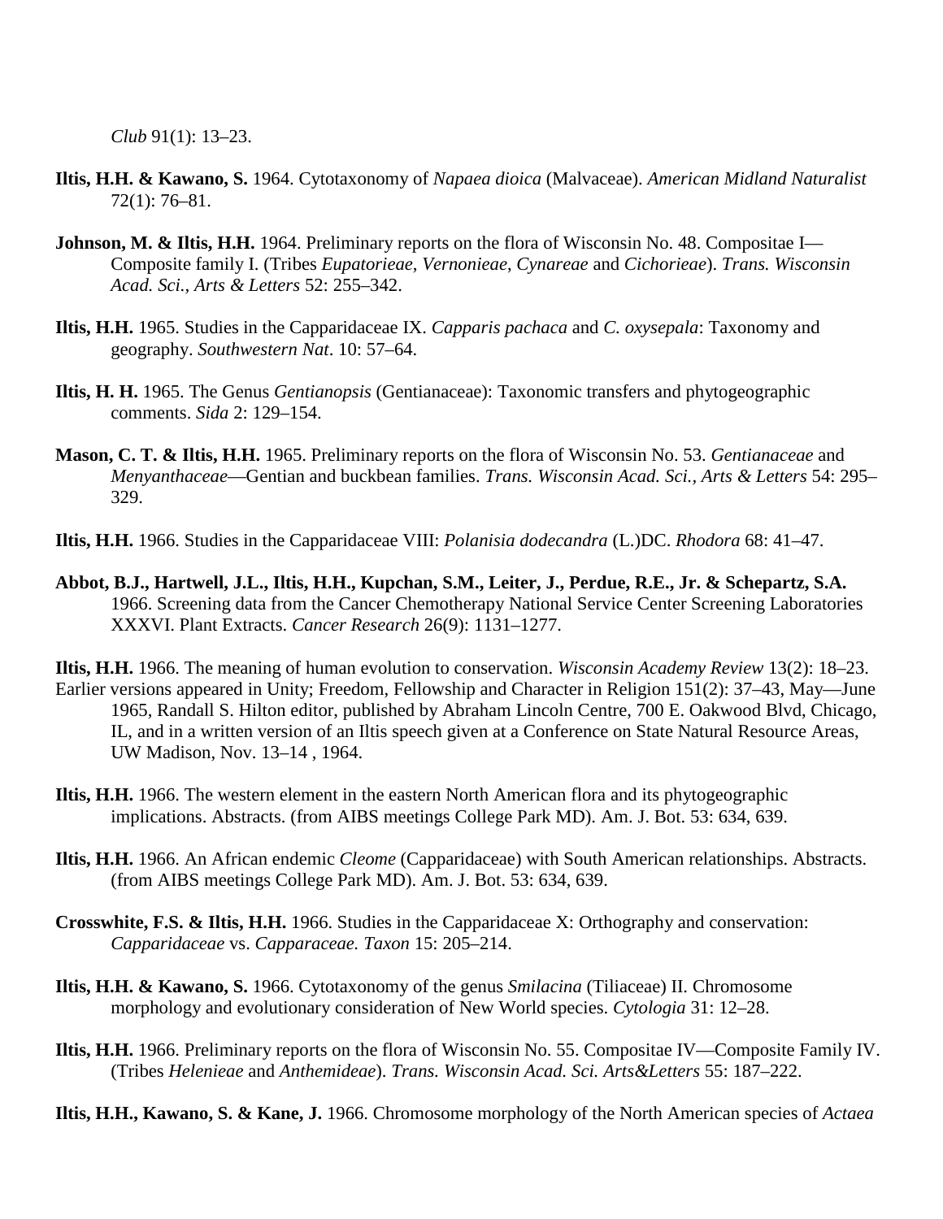*Club* 91(1): 13–23.

**Iltis, H.H. & Kawano, S.** 1964. Cytotaxonomy of *Napaea dioica* (Malvaceae). *American Midland Naturalist* 72(1): 76–81.

**Johnson, M. & Iltis, H.H.** 1964. Preliminary reports on the flora of Wisconsin No. 48. Compositae I—Composite family I. (Tribes *Eupatorieae*, *Vernonieae*, *Cynareae* and *Cichorieae*). *Trans. Wisconsin Acad. Sci., Arts & Letters* 52: 255–342.

**Iltis, H.H.** 1965. Studies in the Capparidaceae IX. *Capparis pachaca* and *C. oxysepala*: Taxonomy and geography. *Southwestern Nat*. 10: 57–64.

**Iltis, H. H.** 1965. The Genus *Gentianopsis* (Gentianaceae): Taxonomic transfers and phytogeographic comments. *Sida* 2: 129–154.

**Mason, C. T. & Iltis, H.H.** 1965. Preliminary reports on the flora of Wisconsin No. 53. *Gentianaceae* and *Menyanthaceae*—Gentian and buckbean families. *Trans. Wisconsin Acad. Sci., Arts & Letters* 54: 295–329.

**Iltis, H.H.** 1966. Studies in the Capparidaceae VIII: *Polanisia dodecandra* (L.)DC. *Rhodora* 68: 41–47.

**Abbot, B.J., Hartwell, J.L., Iltis, H.H., Kupchan, S.M., Leiter, J., Perdue, R.E., Jr. & Schepartz, S.A.** 1966. Screening data from the Cancer Chemotherapy National Service Center Screening Laboratories XXXVI. Plant Extracts. *Cancer Research* 26(9): 1131–1277.

**Iltis, H.H.** 1966. The meaning of human evolution to conservation. *Wisconsin Academy Review* 13(2): 18–23. Earlier versions appeared in Unity; Freedom, Fellowship and Character in Religion 151(2): 37–43, May—June 1965, Randall S. Hilton editor, published by Abraham Lincoln Centre, 700 E. Oakwood Blvd, Chicago, IL, and in a written version of an Iltis speech given at a Conference on State Natural Resource Areas, UW Madison, Nov. 13–14 , 1964.

**Iltis, H.H.** 1966. The western element in the eastern North American flora and its phytogeographic implications. Abstracts. (from AIBS meetings College Park MD). Am. J. Bot. 53: 634, 639.

**Iltis, H.H.** 1966. An African endemic *Cleome* (Capparidaceae) with South American relationships. Abstracts. (from AIBS meetings College Park MD). Am. J. Bot. 53: 634, 639.

**Crosswhite, F.S. & Iltis, H.H.** 1966. Studies in the Capparidaceae X: Orthography and conservation: *Capparidaceae* vs. *Capparaceae. Taxon* 15: 205–214.

**Iltis, H.H. & Kawano, S.** 1966. Cytotaxonomy of the genus *Smilacina* (Tiliaceae) II. Chromosome morphology and evolutionary consideration of New World species. *Cytologia* 31: 12–28.

**Iltis, H.H.** 1966. Preliminary reports on the flora of Wisconsin No. 55. Compositae IV—Composite Family IV. (Tribes *Helenieae* and *Anthemideae*). *Trans. Wisconsin Acad. Sci. Arts&Letters* 55: 187–222.

**Iltis, H.H., Kawano, S. & Kane, J.** 1966. Chromosome morphology of the North American species of *Actaea*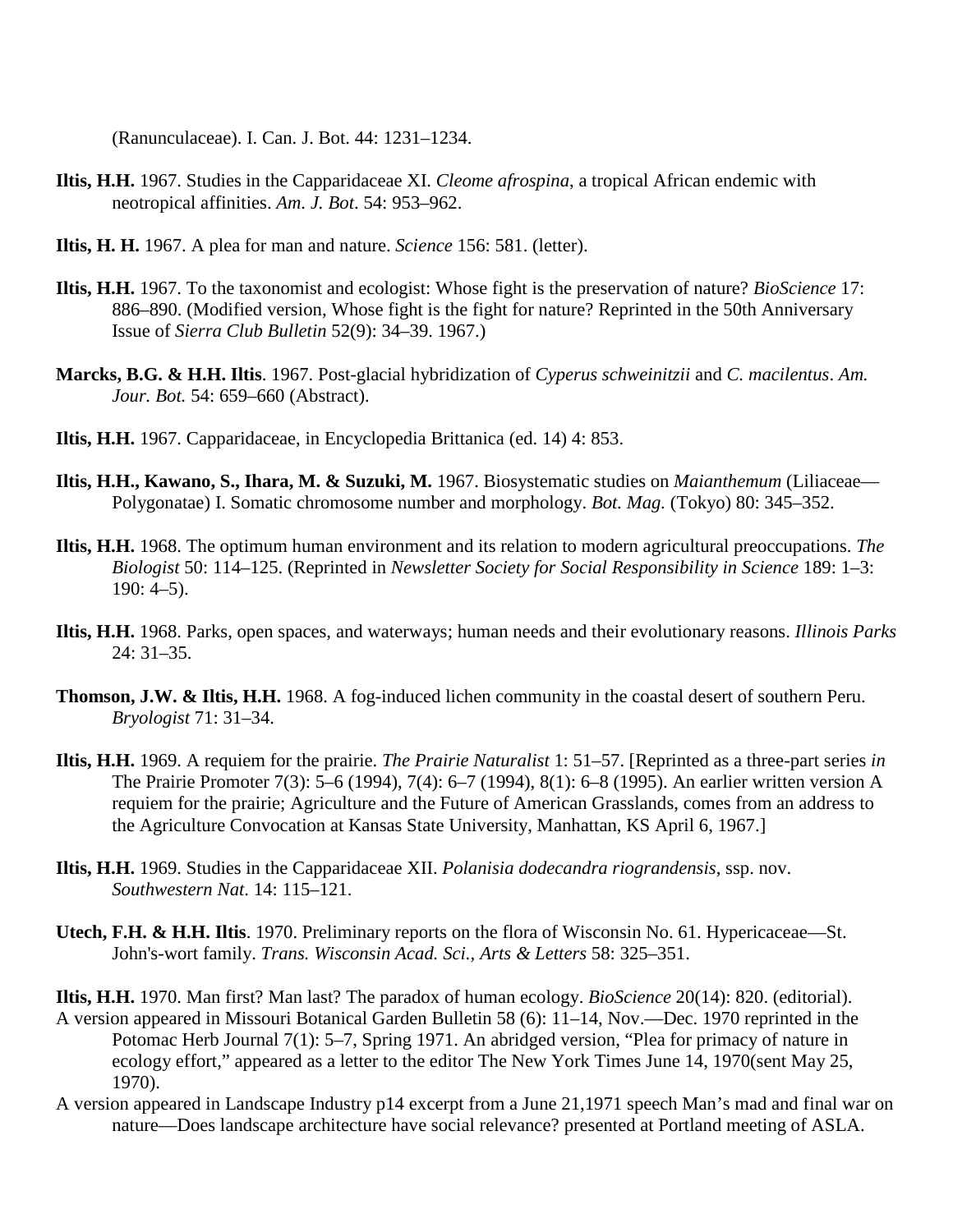(Ranunculaceae). I. Can. J. Bot. 44: 1231–1234.

**Iltis, H.H.** 1967. Studies in the Capparidaceae XI. *Cleome afrospina*, a tropical African endemic with neotropical affinities. *Am. J. Bot.* 54: 953–962.

**Iltis, H. H.** 1967. A plea for man and nature. *Science* 156: 581. (letter).

**Iltis, H.H.** 1967. To the taxonomist and ecologist: Whose fight is the preservation of nature? *BioScience* 17: 886–890. (Modified version, Whose fight is the fight for nature? Reprinted in the 50th Anniversary Issue of *Sierra Club Bulletin* 52(9): 34–39. 1967.)

**Marcks, B.G. & H.H. Iltis**. 1967. Post-glacial hybridization of *Cyperus schweinitzii* and *C. macilentus*. *Am. Jour. Bot.* 54: 659–660 (Abstract).

**Iltis, H.H.** 1967. Capparidaceae, in Encyclopedia Brittanica (ed. 14) 4: 853.

**Iltis, H.H., Kawano, S., Ihara, M. & Suzuki, M.** 1967. Biosystematic studies on *Maianthemum* (Liliaceae—Polygonatae) I. Somatic chromosome number and morphology. *Bot. Mag.* (Tokyo) 80: 345–352.

**Iltis, H.H.** 1968. The optimum human environment and its relation to modern agricultural preoccupations. *The Biologist* 50: 114–125. (Reprinted in *Newsletter Society for Social Responsibility in Science* 189: 1–3: 190: 4–5).

**Iltis, H.H.** 1968. Parks, open spaces, and waterways; human needs and their evolutionary reasons. *Illinois Parks* 24: 31–35.

**Thomson, J.W. & Iltis, H.H.** 1968. A fog-induced lichen community in the coastal desert of southern Peru. *Bryologist* 71: 31–34.

**Iltis, H.H.** 1969. A requiem for the prairie. *The Prairie Naturalist* 1: 51–57. [Reprinted as a three-part series *in* The Prairie Promoter 7(3): 5–6 (1994), 7(4): 6–7 (1994), 8(1): 6–8 (1995). An earlier written version A requiem for the prairie; Agriculture and the Future of American Grasslands, comes from an address to the Agriculture Convocation at Kansas State University, Manhattan, KS April 6, 1967.]

**Iltis, H.H.** 1969. Studies in the Capparidaceae XII. *Polanisia dodecandra riograndensis*, ssp. nov. *Southwestern Nat.* 14: 115–121.

**Utech, F.H. & H.H. Iltis**. 1970. Preliminary reports on the flora of Wisconsin No. 61. Hypericaceae—St. John's-wort family. *Trans. Wisconsin Acad. Sci., Arts & Letters* 58: 325–351.

**Iltis, H.H.** 1970. Man first? Man last? The paradox of human ecology. *BioScience* 20(14): 820. (editorial).
A version appeared in Missouri Botanical Garden Bulletin 58 (6): 11–14, Nov.—Dec. 1970 reprinted in the Potomac Herb Journal 7(1): 5–7, Spring 1971. An abridged version, "Plea for primacy of nature in ecology effort," appeared as a letter to the editor The New York Times June 14, 1970(sent May 25, 1970).
A version appeared in Landscape Industry p14 excerpt from a June 21,1971 speech Man's mad and final war on nature—Does landscape architecture have social relevance? presented at Portland meeting of ASLA.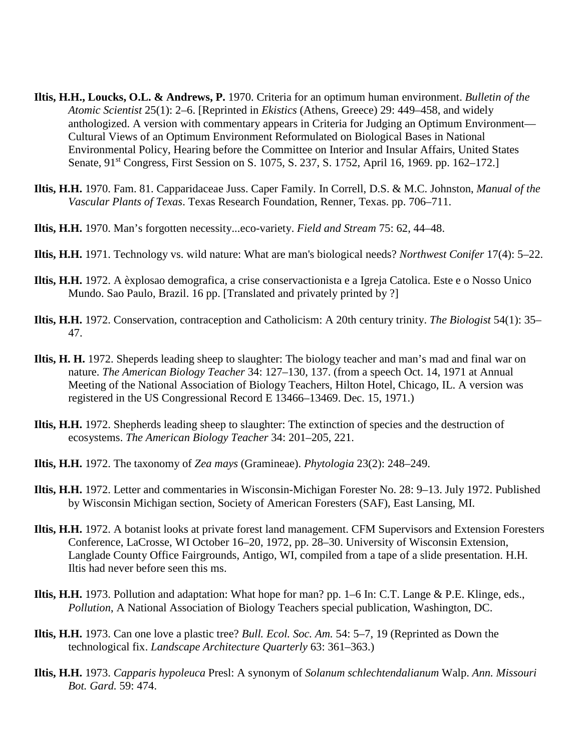**Iltis, H.H., Loucks, O.L. & Andrews, P.** 1970. Criteria for an optimum human environment. *Bulletin of the Atomic Scientist* 25(1): 2–6. [Reprinted in *Ekistics* (Athens, Greece) 29: 449–458, and widely anthologized. A version with commentary appears in Criteria for Judging an Optimum Environment—Cultural Views of an Optimum Environment Reformulated on Biological Bases in National Environmental Policy, Hearing before the Committee on Interior and Insular Affairs, United States Senate, 91st Congress, First Session on S. 1075, S. 237, S. 1752, April 16, 1969. pp. 162–172.]

**Iltis, H.H.** 1970. Fam. 81. Capparidaceae Juss. Caper Family. In Correll, D.S. & M.C. Johnston, *Manual of the Vascular Plants of Texas*. Texas Research Foundation, Renner, Texas. pp. 706–711.

**Iltis, H.H.** 1970. Man's forgotten necessity...eco-variety. *Field and Stream* 75: 62, 44–48.

**Iltis, H.H.** 1971. Technology vs. wild nature: What are man's biological needs? *Northwest Conifer* 17(4): 5–22.

**Iltis, H.H.** 1972. A èxplosao demografica, a crise conservactionista e a Igreja Catolica. Este e o Nosso Unico Mundo. Sao Paulo, Brazil. 16 pp. [Translated and privately printed by ?]

**Iltis, H.H.** 1972. Conservation, contraception and Catholicism: A 20th century trinity. *The Biologist* 54(1): 35–47.

**Iltis, H. H.** 1972. Sheperds leading sheep to slaughter: The biology teacher and man's mad and final war on nature. *The American Biology Teacher* 34: 127–130, 137. (from a speech Oct. 14, 1971 at Annual Meeting of the National Association of Biology Teachers, Hilton Hotel, Chicago, IL. A version was registered in the US Congressional Record E 13466–13469. Dec. 15, 1971.)

**Iltis, H.H.** 1972. Shepherds leading sheep to slaughter: The extinction of species and the destruction of ecosystems. *The American Biology Teacher* 34: 201–205, 221.

**Iltis, H.H.** 1972. The taxonomy of *Zea mays* (Gramineae). *Phytologia* 23(2): 248–249.

**Iltis, H.H.** 1972. Letter and commentaries in Wisconsin-Michigan Forester No. 28: 9–13. July 1972. Published by Wisconsin Michigan section, Society of American Foresters (SAF), East Lansing, MI.

**Iltis, H.H.** 1972. A botanist looks at private forest land management. CFM Supervisors and Extension Foresters Conference, LaCrosse, WI October 16–20, 1972, pp. 28–30. University of Wisconsin Extension, Langlade County Office Fairgrounds, Antigo, WI, compiled from a tape of a slide presentation. H.H. Iltis had never before seen this ms.

**Iltis, H.H.** 1973. Pollution and adaptation: What hope for man? pp. 1–6 In: C.T. Lange & P.E. Klinge, eds., *Pollution*, A National Association of Biology Teachers special publication, Washington, DC.

**Iltis, H.H.** 1973. Can one love a plastic tree? *Bull. Ecol. Soc. Am.* 54: 5–7, 19 (Reprinted as Down the technological fix. *Landscape Architecture Quarterly* 63: 361–363.)

**Iltis, H.H.** 1973. *Capparis hypoleuca* Presl: A synonym of *Solanum schlechtendalianum* Walp. *Ann. Missouri Bot. Gard.* 59: 474.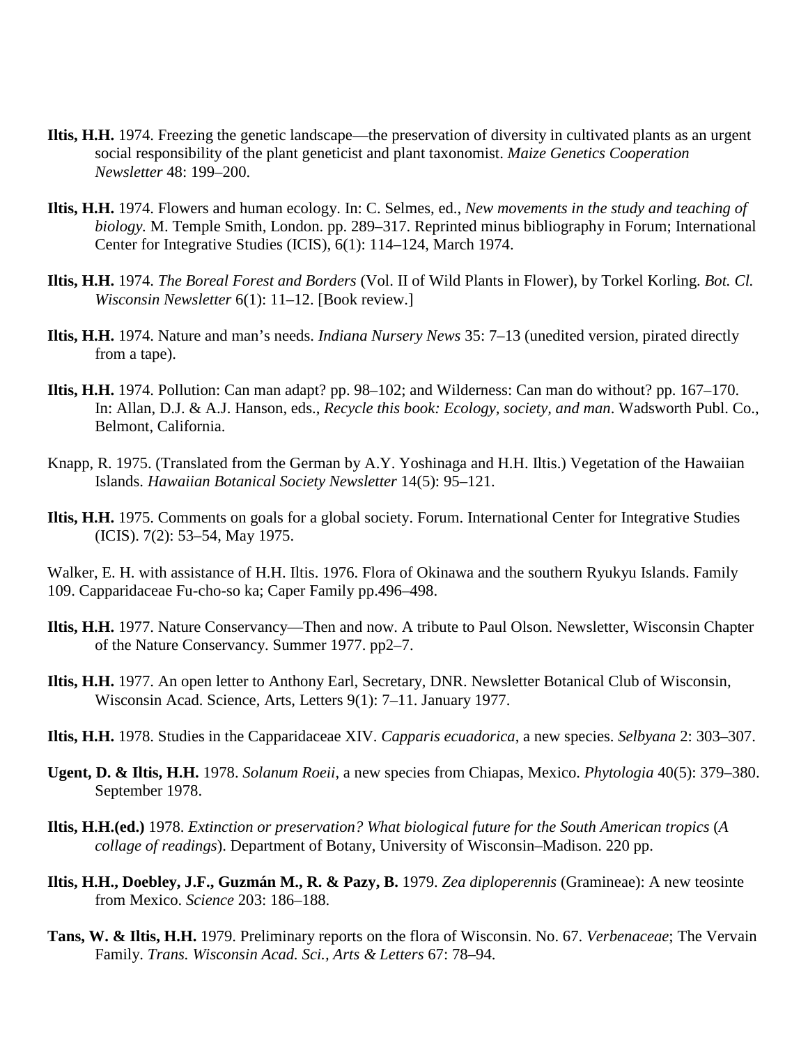**Iltis, H.H.** 1974. Freezing the genetic landscape—the preservation of diversity in cultivated plants as an urgent social responsibility of the plant geneticist and plant taxonomist. *Maize Genetics Cooperation Newsletter* 48: 199–200.

**Iltis, H.H.** 1974. Flowers and human ecology. In: C. Selmes, ed., *New movements in the study and teaching of biology.* M. Temple Smith, London. pp. 289–317. Reprinted minus bibliography in Forum; International Center for Integrative Studies (ICIS), 6(1): 114–124, March 1974.

**Iltis, H.H.** 1974. *The Boreal Forest and Borders* (Vol. II of Wild Plants in Flower), by Torkel Korling. *Bot. Cl. Wisconsin Newsletter* 6(1): 11–12. [Book review.]

**Iltis, H.H.** 1974. Nature and man's needs. *Indiana Nursery News* 35: 7–13 (unedited version, pirated directly from a tape).

**Iltis, H.H.** 1974. Pollution: Can man adapt? pp. 98–102; and Wilderness: Can man do without? pp. 167–170. In: Allan, D.J. & A.J. Hanson, eds., *Recycle this book: Ecology, society, and man*. Wadsworth Publ. Co., Belmont, California.

Knapp, R. 1975. (Translated from the German by A.Y. Yoshinaga and H.H. Iltis.) Vegetation of the Hawaiian Islands. *Hawaiian Botanical Society Newsletter* 14(5): 95–121.

**Iltis, H.H.** 1975. Comments on goals for a global society. Forum. International Center for Integrative Studies (ICIS). 7(2): 53–54, May 1975.

Walker, E. H. with assistance of H.H. Iltis. 1976. Flora of Okinawa and the southern Ryukyu Islands. Family 109. Capparidaceae Fu-cho-so ka; Caper Family pp.496–498.

**Iltis, H.H.** 1977. Nature Conservancy—Then and now. A tribute to Paul Olson. Newsletter, Wisconsin Chapter of the Nature Conservancy. Summer 1977. pp2–7.

**Iltis, H.H.** 1977. An open letter to Anthony Earl, Secretary, DNR. Newsletter Botanical Club of Wisconsin, Wisconsin Acad. Science, Arts, Letters 9(1): 7–11. January 1977.

**Iltis, H.H.** 1978. Studies in the Capparidaceae XIV. *Capparis ecuadorica*, a new species. *Selbyana* 2: 303–307.

**Ugent, D. & Iltis, H.H.** 1978. *Solanum Roeii*, a new species from Chiapas, Mexico. *Phytologia* 40(5): 379–380. September 1978.

**Iltis, H.H.(ed.)** 1978. *Extinction or preservation? What biological future for the South American tropics* (*A collage of readings*). Department of Botany, University of Wisconsin–Madison. 220 pp.

**Iltis, H.H., Doebley, J.F., Guzmán M., R. & Pazy, B.** 1979. *Zea diploperennis* (Gramineae): A new teosinte from Mexico. *Science* 203: 186–188.

**Tans, W. & Iltis, H.H.** 1979. Preliminary reports on the flora of Wisconsin. No. 67. *Verbenaceae*; The Vervain Family. *Trans. Wisconsin Acad. Sci., Arts & Letters* 67: 78–94.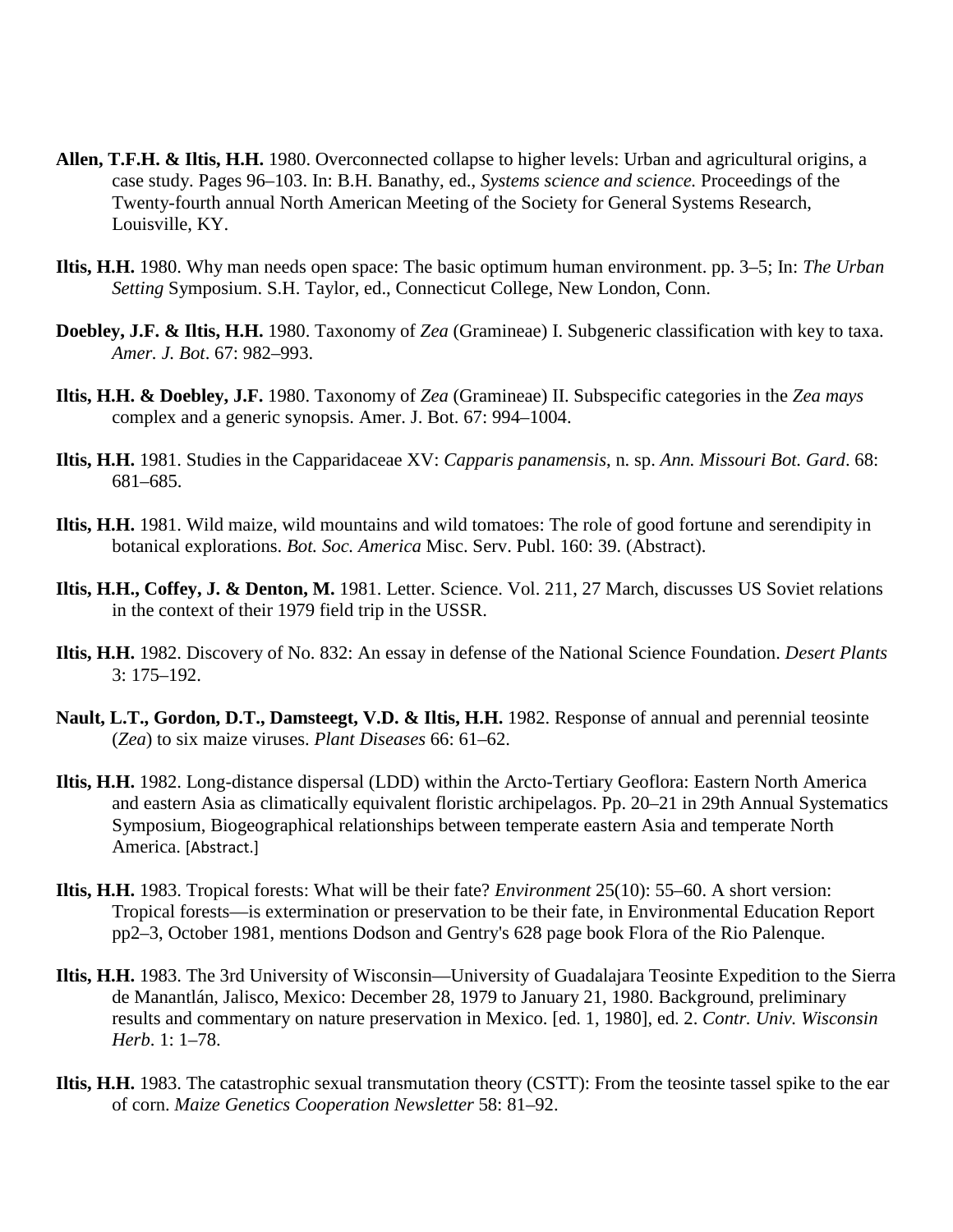**Allen, T.F.H. & Iltis, H.H.** 1980. Overconnected collapse to higher levels: Urban and agricultural origins, a case study. Pages 96–103. In: B.H. Banathy, ed., *Systems science and science.* Proceedings of the Twenty-fourth annual North American Meeting of the Society for General Systems Research, Louisville, KY.

**Iltis, H.H.** 1980. Why man needs open space: The basic optimum human environment. pp. 3–5; In: *The Urban Setting* Symposium. S.H. Taylor, ed., Connecticut College, New London, Conn.

**Doebley, J.F. & Iltis, H.H.** 1980. Taxonomy of *Zea* (Gramineae) I. Subgeneric classification with key to taxa. *Amer. J. Bot*. 67: 982–993.

**Iltis, H.H. & Doebley, J.F.** 1980. Taxonomy of *Zea* (Gramineae) II. Subspecific categories in the *Zea mays* complex and a generic synopsis. Amer. J. Bot. 67: 994–1004.

**Iltis, H.H.** 1981. Studies in the Capparidaceae XV: *Capparis panamensis*, n. sp. *Ann. Missouri Bot. Gard*. 68: 681–685.

**Iltis, H.H.** 1981. Wild maize, wild mountains and wild tomatoes: The role of good fortune and serendipity in botanical explorations. *Bot. Soc. America* Misc. Serv. Publ. 160: 39. (Abstract).

**Iltis, H.H., Coffey, J. & Denton, M.** 1981. Letter. Science. Vol. 211, 27 March, discusses US Soviet relations in the context of their 1979 field trip in the USSR.

**Iltis, H.H.** 1982. Discovery of No. 832: An essay in defense of the National Science Foundation. *Desert Plants* 3: 175–192.

**Nault, L.T., Gordon, D.T., Damsteegt, V.D. & Iltis, H.H.** 1982. Response of annual and perennial teosinte (*Zea*) to six maize viruses. *Plant Diseases* 66: 61–62.

**Iltis, H.H.** 1982. Long-distance dispersal (LDD) within the Arcto-Tertiary Geoflora: Eastern North America and eastern Asia as climatically equivalent floristic archipelagos. Pp. 20–21 in 29th Annual Systematics Symposium, Biogeographical relationships between temperate eastern Asia and temperate North America. [Abstract.]

**Iltis, H.H.** 1983. Tropical forests: What will be their fate? *Environment* 25(10): 55–60. A short version: Tropical forests—is extermination or preservation to be their fate, in Environmental Education Report pp2–3, October 1981, mentions Dodson and Gentry's 628 page book Flora of the Rio Palenque.

**Iltis, H.H.** 1983. The 3rd University of Wisconsin—University of Guadalajara Teosinte Expedition to the Sierra de Manantlán, Jalisco, Mexico: December 28, 1979 to January 21, 1980. Background, preliminary results and commentary on nature preservation in Mexico. [ed. 1, 1980], ed. 2. *Contr. Univ. Wisconsin Herb*. 1: 1–78.

**Iltis, H.H.** 1983. The catastrophic sexual transmutation theory (CSTT): From the teosinte tassel spike to the ear of corn. *Maize Genetics Cooperation Newsletter* 58: 81–92.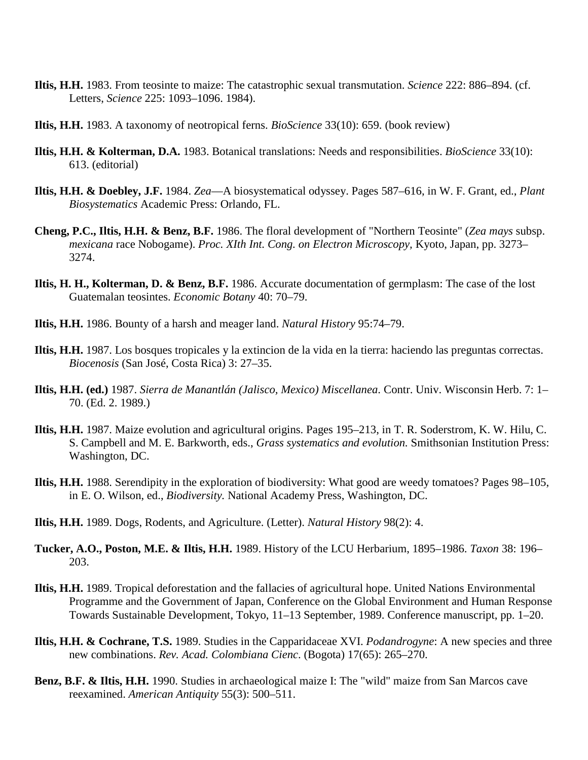**Iltis, H.H.** 1983. From teosinte to maize: The catastrophic sexual transmutation. *Science* 222: 886–894. (cf. Letters, *Science* 225: 1093–1096. 1984).

**Iltis, H.H.** 1983. A taxonomy of neotropical ferns. *BioScience* 33(10): 659. (book review)

**Iltis, H.H. & Kolterman, D.A.** 1983. Botanical translations: Needs and responsibilities. *BioScience* 33(10): 613. (editorial)

**Iltis, H.H. & Doebley, J.F.** 1984. *Zea*—A biosystematical odyssey. Pages 587–616, in W. F. Grant, ed., *Plant Biosystematics* Academic Press: Orlando, FL.

**Cheng, P.C., Iltis, H.H. & Benz, B.F.** 1986. The floral development of "Northern Teosinte" (*Zea mays* subsp. *mexicana* race Nobogame). *Proc. XIth Int. Cong. on Electron Microscopy,* Kyoto, Japan, pp. 3273–3274.

**Iltis, H. H., Kolterman, D. & Benz, B.F.** 1986. Accurate documentation of germplasm: The case of the lost Guatemalan teosintes. *Economic Botany* 40: 70–79.

**Iltis, H.H.** 1986. Bounty of a harsh and meager land. *Natural History* 95:74–79.

**Iltis, H.H.** 1987. Los bosques tropicales y la extincion de la vida en la tierra: haciendo las preguntas correctas. *Biocenosis* (San José, Costa Rica) 3: 27–35.

**Iltis, H.H. (ed.)** 1987. *Sierra de Manantlán (Jalisco, Mexico) Miscellanea.* Contr. Univ. Wisconsin Herb. 7: 1–70. (Ed. 2. 1989.)

**Iltis, H.H.** 1987. Maize evolution and agricultural origins. Pages 195–213, in T. R. Soderstrom, K. W. Hilu, C. S. Campbell and M. E. Barkworth, eds., *Grass systematics and evolution.* Smithsonian Institution Press: Washington, DC.

**Iltis, H.H.** 1988. Serendipity in the exploration of biodiversity: What good are weedy tomatoes? Pages 98–105, in E. O. Wilson, ed., *Biodiversity.* National Academy Press, Washington, DC.

**Iltis, H.H.** 1989. Dogs, Rodents, and Agriculture. (Letter). *Natural History* 98(2): 4.

**Tucker, A.O., Poston, M.E. & Iltis, H.H.** 1989. History of the LCU Herbarium, 1895–1986. *Taxon* 38: 196–203.

**Iltis, H.H.** 1989. Tropical deforestation and the fallacies of agricultural hope. United Nations Environmental Programme and the Government of Japan, Conference on the Global Environment and Human Response Towards Sustainable Development, Tokyo, 11–13 September, 1989. Conference manuscript, pp. 1–20.

**Iltis, H.H. & Cochrane, T.S.** 1989. Studies in the Capparidaceae XVI. *Podandrogyne*: A new species and three new combinations. *Rev. Acad. Colombiana Cienc.* (Bogota) 17(65): 265–270.

**Benz, B.F. & Iltis, H.H.** 1990. Studies in archaeological maize I: The "wild" maize from San Marcos cave reexamined. *American Antiquity* 55(3): 500–511.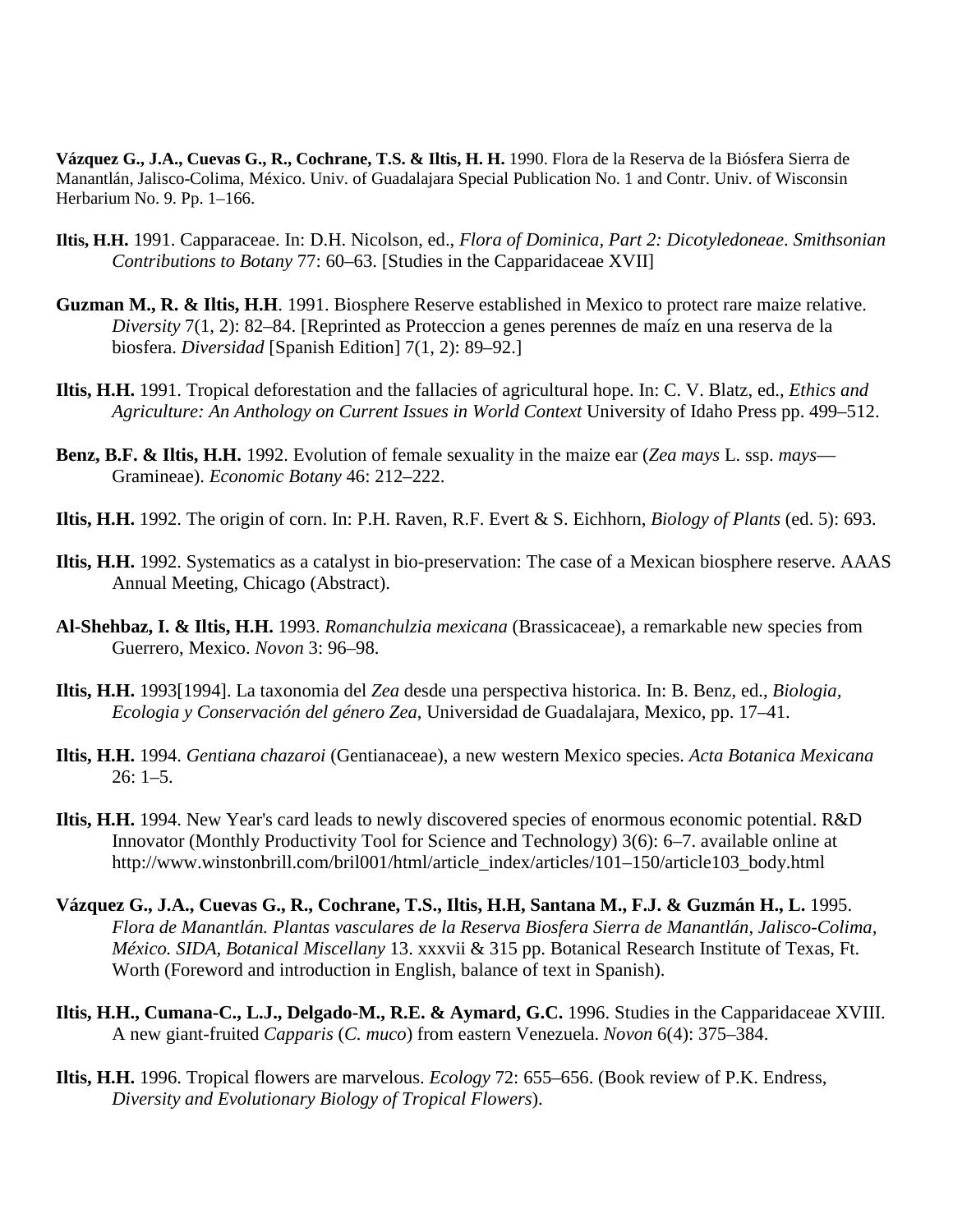**Vázquez G., J.A., Cuevas G., R., Cochrane, T.S. & Iltis, H. H.** 1990. Flora de la Reserva de la Biósfera Sierra de Manantlán, Jalisco-Colima, México. Univ. of Guadalajara Special Publication No. 1 and Contr. Univ. of Wisconsin Herbarium No. 9. Pp. 1–166.

**Iltis, H.H.** 1991. Capparaceae. In: D.H. Nicolson, ed., *Flora of Dominica, Part 2: Dicotyledoneae*. *Smithsonian Contributions to Botany* 77: 60–63. [Studies in the Capparidaceae XVII]

**Guzman M., R. & Iltis, H.H**. 1991. Biosphere Reserve established in Mexico to protect rare maize relative. *Diversity* 7(1, 2): 82–84. [Reprinted as Proteccion a genes perennes de maíz en una reserva de la biosfera. *Diversidad* [Spanish Edition] 7(1, 2): 89–92.]

**Iltis, H.H.** 1991. Tropical deforestation and the fallacies of agricultural hope. In: C. V. Blatz, ed., *Ethics and Agriculture: An Anthology on Current Issues in World Context* University of Idaho Press pp. 499–512.

**Benz, B.F. & Iltis, H.H.** 1992. Evolution of female sexuality in the maize ear (*Zea mays* L. ssp. *mays*—Gramineae). *Economic Botany* 46: 212–222.

**Iltis, H.H.** 1992. The origin of corn. In: P.H. Raven, R.F. Evert & S. Eichhorn, *Biology of Plants* (ed. 5): 693.

**Iltis, H.H.** 1992. Systematics as a catalyst in bio-preservation: The case of a Mexican biosphere reserve. AAAS Annual Meeting, Chicago (Abstract).

**Al-Shehbaz, I. & Iltis, H.H.** 1993. *Romanchulzia mexicana* (Brassicaceae), a remarkable new species from Guerrero, Mexico. *Novon* 3: 96–98.

**Iltis, H.H.** 1993[1994]. La taxonomia del *Zea* desde una perspectiva historica. In: B. Benz, ed., *Biologia, Ecologia y Conservación del género Zea*, Universidad de Guadalajara, Mexico, pp. 17–41.

**Iltis, H.H.** 1994. *Gentiana chazaroi* (Gentianaceae), a new western Mexico species. *Acta Botanica Mexicana* 26: 1–5.

**Iltis, H.H.** 1994. New Year's card leads to newly discovered species of enormous economic potential. R&D Innovator (Monthly Productivity Tool for Science and Technology) 3(6): 6–7. available online at http://www.winstonbrill.com/bril001/html/article_index/articles/101–150/article103_body.html

**Vázquez G., J.A., Cuevas G., R., Cochrane, T.S., Iltis, H.H, Santana M., F.J. & Guzmán H., L.** 1995. *Flora de Manantlán. Plantas vasculares de la Reserva Biosfera Sierra de Manantlán, Jalisco-Colima, México. SIDA, Botanical Miscellany* 13. xxxvii & 315 pp. Botanical Research Institute of Texas, Ft. Worth (Foreword and introduction in English, balance of text in Spanish).

**Iltis, H.H., Cumana-C., L.J., Delgado-M., R.E. & Aymard, G.C.** 1996. Studies in the Capparidaceae XVIII. A new giant-fruited *Capparis* (*C. muco*) from eastern Venezuela. *Novon* 6(4): 375–384.

**Iltis, H.H.** 1996. Tropical flowers are marvelous. *Ecology* 72: 655–656. (Book review of P.K. Endress, *Diversity and Evolutionary Biology of Tropical Flowers*).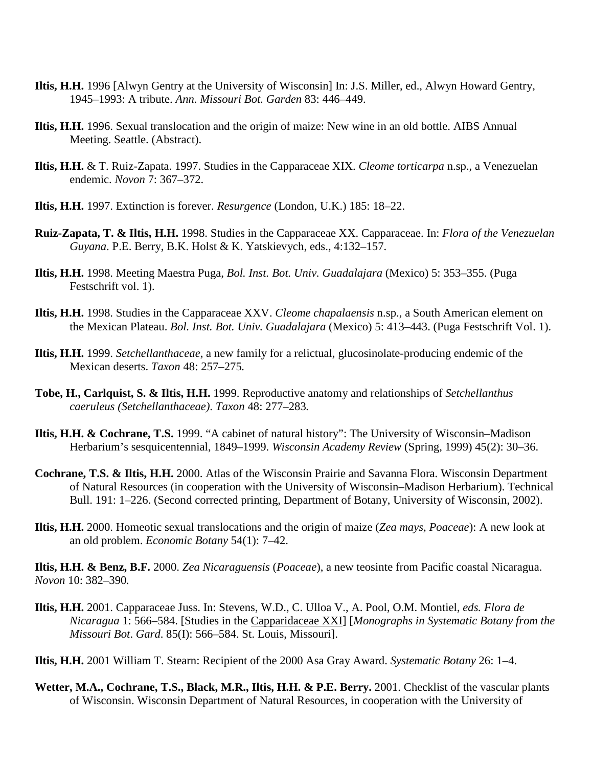**Iltis, H.H.** 1996 [Alwyn Gentry at the University of Wisconsin] In: J.S. Miller, ed., Alwyn Howard Gentry, 1945–1993: A tribute. *Ann. Missouri Bot. Garden* 83: 446–449.

**Iltis, H.H.** 1996. Sexual translocation and the origin of maize: New wine in an old bottle. AIBS Annual Meeting. Seattle. (Abstract).

**Iltis, H.H.** & T. Ruiz-Zapata. 1997. Studies in the Capparaceae XIX. *Cleome torticarpa* n.sp., a Venezuelan endemic. *Novon* 7: 367–372.

**Iltis, H.H.** 1997. Extinction is forever. *Resurgence* (London, U.K.) 185: 18–22.

**Ruiz-Zapata, T. & Iltis, H.H.** 1998. Studies in the Capparaceae XX. Capparaceae. In: *Flora of the Venezuelan Guyana*. P.E. Berry, B.K. Holst & K. Yatskievych, eds., 4:132–157.

**Iltis, H.H.** 1998. Meeting Maestra Puga, *Bol. Inst. Bot. Univ. Guadalajara* (Mexico) 5: 353–355. (Puga Festschrift vol. 1).

**Iltis, H.H.** 1998. Studies in the Capparaceae XXV. *Cleome chapalaensis* n.sp., a South American element on the Mexican Plateau. *Bol. Inst. Bot. Univ. Guadalajara* (Mexico) 5: 413–443. (Puga Festschrift Vol. 1).

**Iltis, H.H.** 1999. *Setchellanthaceae*, a new family for a relictual, glucosinolate-producing endemic of the Mexican deserts. *Taxon* 48: 257–275.

**Tobe, H., Carlquist, S. & Iltis, H.H.** 1999. Reproductive anatomy and relationships of *Setchellanthus caeruleus (Setchellanthaceae)*. *Taxon* 48: 277–283.

**Iltis, H.H. & Cochrane, T.S.** 1999. "A cabinet of natural history": The University of Wisconsin–Madison Herbarium's sesquicentennial, 1849–1999. *Wisconsin Academy Review* (Spring, 1999) 45(2): 30–36.

**Cochrane, T.S. & Iltis, H.H.** 2000. Atlas of the Wisconsin Prairie and Savanna Flora. Wisconsin Department of Natural Resources (in cooperation with the University of Wisconsin–Madison Herbarium). Technical Bull. 191: 1–226. (Second corrected printing, Department of Botany, University of Wisconsin, 2002).

**Iltis, H.H.** 2000. Homeotic sexual translocations and the origin of maize (*Zea mays, Poaceae*): A new look at an old problem. *Economic Botany* 54(1): 7–42.

**Iltis, H.H. & Benz, B.F.** 2000. *Zea Nicaraguensis* (*Poaceae*), a new teosinte from Pacific coastal Nicaragua. *Novon* 10: 382–390.

**Iltis, H.H.** 2001. Capparaceae Juss. In: Stevens, W.D., C. Ulloa V., A. Pool, O.M. Montiel, *eds. Flora de Nicaragua* 1: 566–584. [Studies in the Capparidaceae XXI] [*Monographs in Systematic Botany from the Missouri Bot. Gard*. 85(I): 566–584. St. Louis, Missouri].

**Iltis, H.H.** 2001 William T. Stearn: Recipient of the 2000 Asa Gray Award. *Systematic Botany* 26: 1–4.

**Wetter, M.A., Cochrane, T.S., Black, M.R., Iltis, H.H. & P.E. Berry.** 2001. Checklist of the vascular plants of Wisconsin. Wisconsin Department of Natural Resources, in cooperation with the University of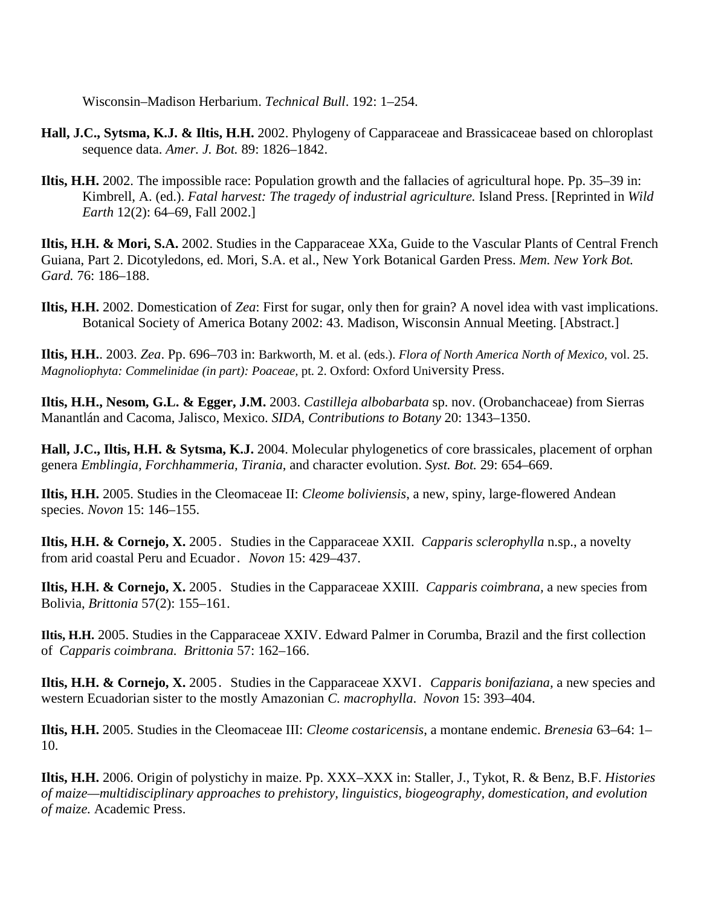Wisconsin–Madison Herbarium. *Technical Bull*. 192: 1–254.

**Hall, J.C., Sytsma, K.J. & Iltis, H.H.** 2002. Phylogeny of Capparaceae and Brassicaceae based on chloroplast sequence data. *Amer. J. Bot.* 89: 1826–1842.

**Iltis, H.H.** 2002. The impossible race: Population growth and the fallacies of agricultural hope. Pp. 35–39 in: Kimbrell, A. (ed.). *Fatal harvest: The tragedy of industrial agriculture.* Island Press. [Reprinted in *Wild Earth* 12(2): 64–69, Fall 2002.]

**Iltis, H.H. & Mori, S.A.** 2002. Studies in the Capparaceae XXa, Guide to the Vascular Plants of Central French Guiana, Part 2. Dicotyledons, ed. Mori, S.A. et al., New York Botanical Garden Press. *Mem. New York Bot. Gard.* 76: 186–188.

**Iltis, H.H.** 2002. Domestication of *Zea*: First for sugar, only then for grain? A novel idea with vast implications. Botanical Society of America Botany 2002: 43. Madison, Wisconsin Annual Meeting. [Abstract.]

**Iltis, H.H.**. 2003. *Zea*. Pp. 696–703 in: Barkworth, M. et al. (eds.). *Flora of North America North of Mexico,* vol. 25. *Magnoliophyta: Commelinidae (in part): Poaceae,* pt. 2. Oxford: Oxford University Press.

**Iltis, H.H., Nesom, G.L. & Egger, J.M.** 2003. *Castilleja albobarbata* sp. nov. (Orobanchaceae) from Sierras Manantlán and Cacoma, Jalisco, Mexico. *SIDA, Contributions to Botany* 20: 1343–1350.

**Hall, J.C., Iltis, H.H. & Sytsma, K.J.** 2004. Molecular phylogenetics of core brassicales, placement of orphan genera *Emblingia, Forchhammeria, Tirania*, and character evolution. *Syst. Bot.* 29: 654–669.

**Iltis, H.H.** 2005. Studies in the Cleomaceae II: *Cleome boliviensis*, a new, spiny, large-flowered Andean species. *Novon* 15: 146–155.

**Iltis, H.H. & Cornejo, X.** 2005. Studies in the Capparaceae XXII. *Capparis sclerophylla* n.sp., a novelty from arid coastal Peru and Ecuador. *Novon* 15: 429–437.

**Iltis, H.H. & Cornejo, X.** 2005. Studies in the Capparaceae XXIII. *Capparis coimbrana*, a new species from Bolivia, *Brittonia* 57(2): 155–161.

**Iltis, H.H.** 2005. Studies in the Capparaceae XXIV. Edward Palmer in Corumba, Brazil and the first collection of *Capparis coimbrana. Brittonia* 57: 162–166.

**Iltis, H.H. & Cornejo, X.** 2005. Studies in the Capparaceae XXVI. *Capparis bonifaziana,* a new species and western Ecuadorian sister to the mostly Amazonian *C. macrophylla*. *Novon* 15: 393–404.

**Iltis, H.H.** 2005. Studies in the Cleomaceae III: *Cleome costaricensis*, a montane endemic. *Brenesia* 63–64: 1–10.

**Iltis, H.H.** 2006. Origin of polystichy in maize. Pp. XXX–XXX in: Staller, J., Tykot, R. & Benz, B.F. *Histories of maize—multidisciplinary approaches to prehistory, linguistics, biogeography, domestication, and evolution of maize.* Academic Press.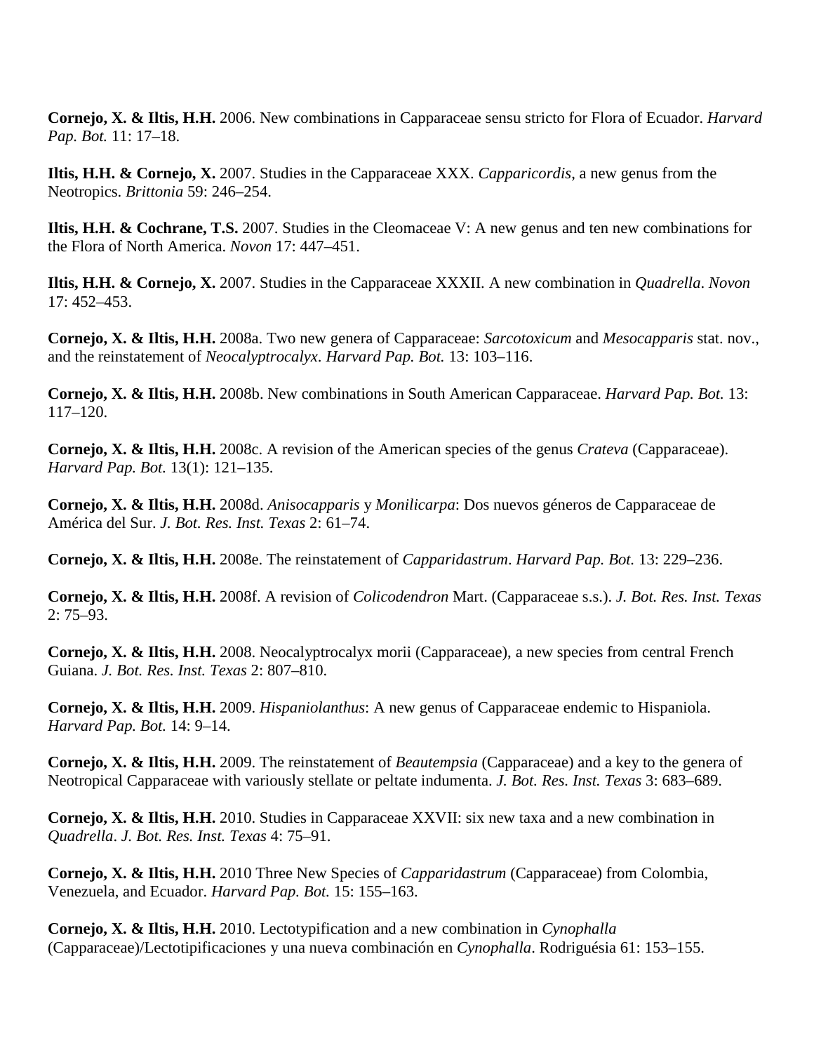**Cornejo, X. & Iltis, H.H.** 2006. New combinations in Capparaceae sensu stricto for Flora of Ecuador. *Harvard Pap. Bot.* 11: 17–18.

**Iltis, H.H. & Cornejo, X.** 2007. Studies in the Capparaceae XXX. *Capparicordis*, a new genus from the Neotropics. *Brittonia* 59: 246–254.

**Iltis, H.H. & Cochrane, T.S.** 2007. Studies in the Cleomaceae V: A new genus and ten new combinations for the Flora of North America. *Novon* 17: 447–451.

**Iltis, H.H. & Cornejo, X.** 2007. Studies in the Capparaceae XXXII. A new combination in *Quadrella*. *Novon* 17: 452–453.

**Cornejo, X. & Iltis, H.H.** 2008a. Two new genera of Capparaceae: *Sarcotoxicum* and *Mesocapparis* stat. nov., and the reinstatement of *Neocalyptrocalyx*. *Harvard Pap. Bot.* 13: 103–116.

**Cornejo, X. & Iltis, H.H.** 2008b. New combinations in South American Capparaceae. *Harvard Pap. Bot.* 13: 117–120.

**Cornejo, X. & Iltis, H.H.** 2008c. A revision of the American species of the genus *Crateva* (Capparaceae). *Harvard Pap. Bot.* 13(1): 121–135.

**Cornejo, X. & Iltis, H.H.** 2008d. *Anisocapparis* y *Monilicarpa*: Dos nuevos géneros de Capparaceae de América del Sur. *J. Bot. Res. Inst. Texas* 2: 61–74.

**Cornejo, X. & Iltis, H.H.** 2008e. The reinstatement of *Capparidastrum*. *Harvard Pap. Bot.* 13: 229–236.

**Cornejo, X. & Iltis, H.H.** 2008f. A revision of *Colicodendron* Mart. (Capparaceae s.s.). *J. Bot. Res. Inst. Texas* 2: 75–93.

**Cornejo, X. & Iltis, H.H.** 2008. Neocalyptrocalyx morii (Capparaceae), a new species from central French Guiana. *J. Bot. Res. Inst. Texas* 2: 807–810.

**Cornejo, X. & Iltis, H.H.** 2009. *Hispaniolanthus*: A new genus of Capparaceae endemic to Hispaniola. *Harvard Pap. Bot.* 14: 9–14.

**Cornejo, X. & Iltis, H.H.** 2009. The reinstatement of *Beautempsia* (Capparaceae) and a key to the genera of Neotropical Capparaceae with variously stellate or peltate indumenta. *J. Bot. Res. Inst. Texas* 3: 683–689.

**Cornejo, X. & Iltis, H.H.** 2010. Studies in Capparaceae XXVII: six new taxa and a new combination in *Quadrella*. *J. Bot. Res. Inst. Texas* 4: 75–91.

**Cornejo, X. & Iltis, H.H.** 2010 Three New Species of *Capparidastrum* (Capparaceae) from Colombia, Venezuela, and Ecuador. *Harvard Pap. Bot.* 15: 155–163.

**Cornejo, X. & Iltis, H.H.** 2010. Lectotypification and a new combination in *Cynophalla* (Capparaceae)/Lectotipificaciones y una nueva combinación en *Cynophalla*. Rodriguésia 61: 153–155.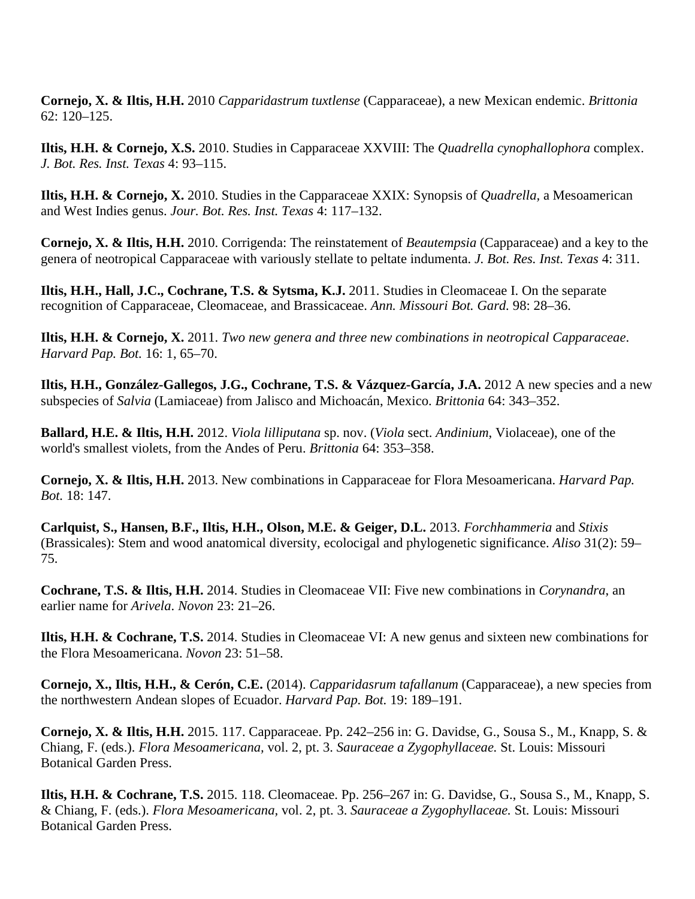**Cornejo, X. & Iltis, H.H.** 2010 *Capparidastrum tuxtlense* (Capparaceae), a new Mexican endemic. *Brittonia* 62: 120–125.

**Iltis, H.H. & Cornejo, X.S.** 2010. Studies in Capparaceae XXVIII: The *Quadrella cynophallophora* complex. *J. Bot. Res. Inst. Texas* 4: 93–115.

**Iltis, H.H. & Cornejo, X.** 2010. Studies in the Capparaceae XXIX: Synopsis of *Quadrella*, a Mesoamerican and West Indies genus. *Jour. Bot. Res. Inst. Texas* 4: 117–132.

**Cornejo, X. & Iltis, H.H.** 2010. Corrigenda: The reinstatement of *Beautempsia* (Capparaceae) and a key to the genera of neotropical Capparaceae with variously stellate to peltate indumenta. *J. Bot. Res. Inst. Texas* 4: 311.

**Iltis, H.H., Hall, J.C., Cochrane, T.S. & Sytsma, K.J.** 2011. Studies in Cleomaceae I. On the separate recognition of Capparaceae, Cleomaceae, and Brassicaceae. *Ann. Missouri Bot. Gard.* 98: 28–36.

**Iltis, H.H. & Cornejo, X.** 2011. *Two new genera and three new combinations in neotropical Capparaceae*. *Harvard Pap. Bot.* 16: 1, 65–70.

**Iltis, H.H., González-Gallegos, J.G., Cochrane, T.S. & Vázquez-García, J.A.** 2012 A new species and a new subspecies of *Salvia* (Lamiaceae) from Jalisco and Michoacán, Mexico. *Brittonia* 64: 343–352.

**Ballard, H.E. & Iltis, H.H.** 2012. *Viola lilliputana* sp. nov. (*Viola* sect. *Andinium*, Violaceae), one of the world's smallest violets, from the Andes of Peru. *Brittonia* 64: 353–358.

**Cornejo, X. & Iltis, H.H.** 2013. New combinations in Capparaceae for Flora Mesoamericana. *Harvard Pap. Bot.* 18: 147.

**Carlquist, S., Hansen, B.F., Iltis, H.H., Olson, M.E. & Geiger, D.L.** 2013. *Forchhammeria* and *Stixis* (Brassicales): Stem and wood anatomical diversity, ecolocigal and phylogenetic significance. *Aliso* 31(2): 59–75.

**Cochrane, T.S. & Iltis, H.H.** 2014. Studies in Cleomaceae VII: Five new combinations in *Corynandra*, an earlier name for *Arivela*. *Novon* 23: 21–26.

**Iltis, H.H. & Cochrane, T.S.** 2014. Studies in Cleomaceae VI: A new genus and sixteen new combinations for the Flora Mesoamericana. *Novon* 23: 51–58.

**Cornejo, X., Iltis, H.H., & Cerón, C.E.** (2014). *Capparidasrum tafallanum* (Capparaceae), a new species from the northwestern Andean slopes of Ecuador. *Harvard Pap. Bot.* 19: 189–191.

**Cornejo, X. & Iltis, H.H.** 2015. 117. Capparaceae. Pp. 242–256 in: G. Davidse, G., Sousa S., M., Knapp, S. & Chiang, F. (eds.). *Flora Mesoamericana*, vol. 2, pt. 3. *Sauraceae a Zygophyllaceae.* St. Louis: Missouri Botanical Garden Press.

**Iltis, H.H. & Cochrane, T.S.** 2015. 118. Cleomaceae. Pp. 256–267 in: G. Davidse, G., Sousa S., M., Knapp, S. & Chiang, F. (eds.). *Flora Mesoamericana*, vol. 2, pt. 3. *Sauraceae a Zygophyllaceae.* St. Louis: Missouri Botanical Garden Press.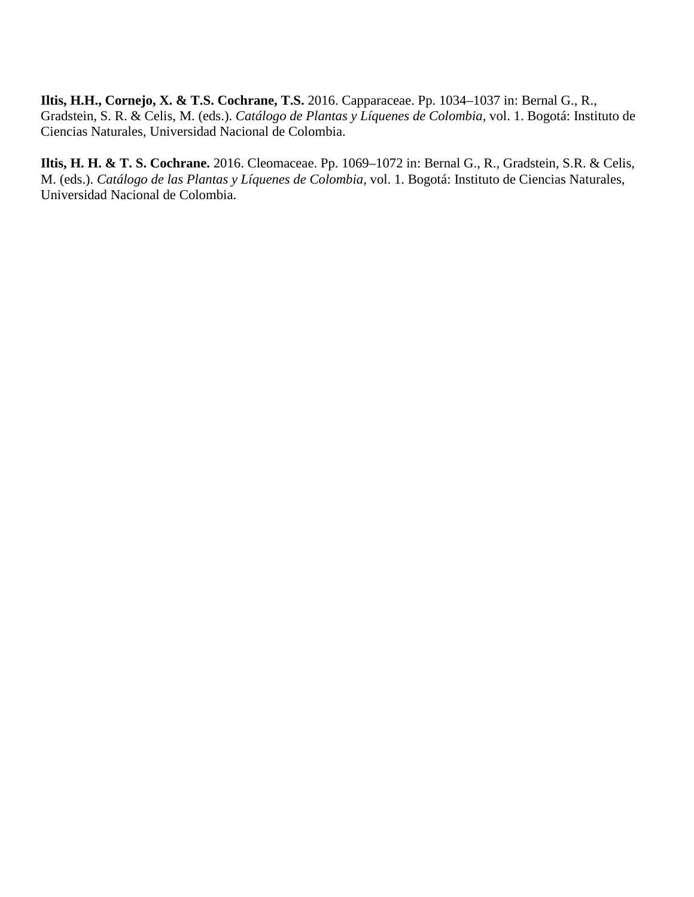**Iltis, H.H., Cornejo, X. & T.S. Cochrane, T.S.** 2016. Capparaceae. Pp. 1034–1037 in: Bernal G., R., Gradstein, S. R. & Celis, M. (eds.). *Catálogo de Plantas y Líquenes de Colombia*, vol. 1. Bogotá: Instituto de Ciencias Naturales, Universidad Nacional de Colombia.

**Iltis, H. H. & T. S. Cochrane.** 2016. Cleomaceae. Pp. 1069–1072 in: Bernal G., R., Gradstein, S.R. & Celis, M. (eds.). *Catálogo de las Plantas y Líquenes de Colombia*, vol. 1. Bogotá: Instituto de Ciencias Naturales, Universidad Nacional de Colombia.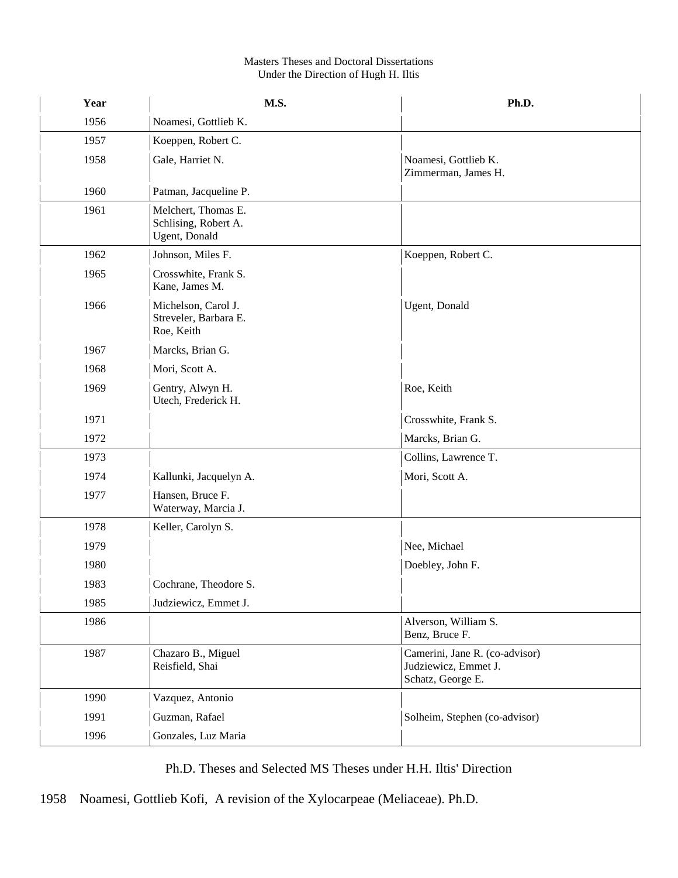Masters Theses and Doctoral Dissertations
Under the Direction of Hugh H. Iltis

| Year | M.S. | Ph.D. |
|---|---|---|
| 1956 | Noamesi, Gottlieb K. | |
| 1957 | Koeppen, Robert C. | |
| 1958 | Gale, Harriet N. | Noamesi, Gottlieb K.<br>Zimmerman, James H. |
| 1960 | Patman, Jacqueline P. | |
| 1961 | Melchert, Thomas E.<br>Schlising, Robert A.<br>Ugent, Donald | |
| 1962 | Johnson, Miles F. | Koeppen, Robert C. |
| 1965 | Crosswhite, Frank S.<br>Kane, James M. | |
| 1966 | Michelson, Carol J.<br>Streveler, Barbara E.<br>Roe, Keith | Ugent, Donald |
| 1967 | Marcks, Brian G. | |
| 1968 | Mori, Scott A. | |
| 1969 | Gentry, Alwyn H.<br>Utech, Frederick H. | Roe, Keith |
| 1971 | | Crosswhite, Frank S. |
| 1972 | | Marcks, Brian G. |
| 1973 | | Collins, Lawrence T. |
| 1974 | Kallunki, Jacquelyn A. | Mori, Scott A. |
| 1977 | Hansen, Bruce F.<br>Waterway, Marcia J. | |
| 1978 | Keller, Carolyn S. | |
| 1979 | | Nee, Michael |
| 1980 | | Doebley, John F. |
| 1983 | Cochrane, Theodore S. | |
| 1985 | Judziewicz, Emmet J. | |
| 1986 | | Alverson, William S.<br>Benz, Bruce F. |
| 1987 | Chazaro B., Miguel<br>Reisfield, Shai | Camerini, Jane R. (co-advisor)<br>Judziewicz, Emmet J.<br>Schatz, George E. |
| 1990 | Vazquez, Antonio | |
| 1991 | Guzman, Rafael | Solheim, Stephen (co-advisor) |
| 1996 | Gonzales, Luz Maria | |

Ph.D. Theses and Selected MS Theses under H.H. Iltis' Direction

1958 Noamesi, Gottlieb Kofi, A revision of the Xylocarpeae (Meliaceae). Ph.D.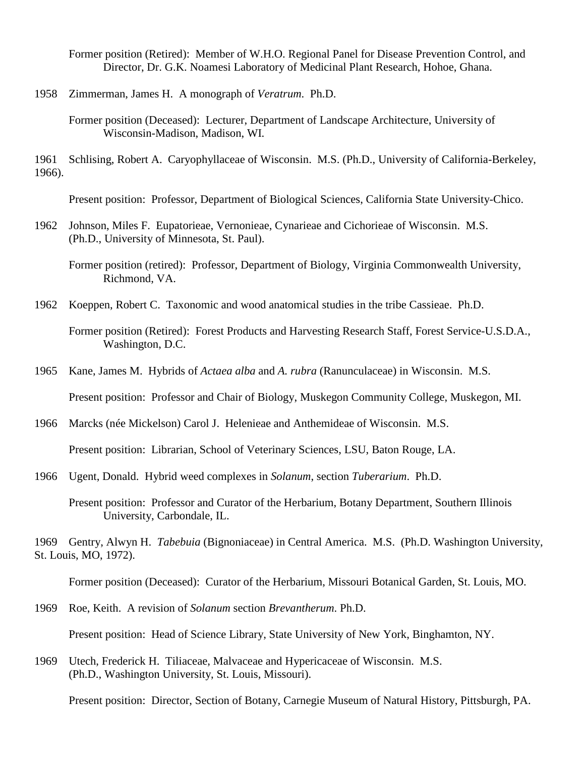Former position (Retired): Member of W.H.O. Regional Panel for Disease Prevention Control, and Director, Dr. G.K. Noamesi Laboratory of Medicinal Plant Research, Hohoe, Ghana.

1958 Zimmerman, James H. A monograph of *Veratrum*. Ph.D.

Former position (Deceased): Lecturer, Department of Landscape Architecture, University of Wisconsin-Madison, Madison, WI.

1961 Schlising, Robert A. Caryophyllaceae of Wisconsin. M.S. (Ph.D., University of California-Berkeley, 1966).

Present position: Professor, Department of Biological Sciences, California State University-Chico.

1962 Johnson, Miles F. Eupatorieae, Vernonieae, Cynarieae and Cichorieae of Wisconsin. M.S. (Ph.D., University of Minnesota, St. Paul).

Former position (retired): Professor, Department of Biology, Virginia Commonwealth University, Richmond, VA.

1962 Koeppen, Robert C. Taxonomic and wood anatomical studies in the tribe Cassieae. Ph.D.

Former position (Retired): Forest Products and Harvesting Research Staff, Forest Service-U.S.D.A., Washington, D.C.

1965 Kane, James M. Hybrids of *Actaea alba* and *A. rubra* (Ranunculaceae) in Wisconsin. M.S.

Present position: Professor and Chair of Biology, Muskegon Community College, Muskegon, MI.

1966 Marcks (née Mickelson) Carol J. Helenieae and Anthemideae of Wisconsin. M.S.

Present position: Librarian, School of Veterinary Sciences, LSU, Baton Rouge, LA.

1966 Ugent, Donald. Hybrid weed complexes in *Solanum*, section *Tuberarium*. Ph.D.

Present position: Professor and Curator of the Herbarium, Botany Department, Southern Illinois University, Carbondale, IL.

1969 Gentry, Alwyn H. *Tabebuia* (Bignoniaceae) in Central America. M.S. (Ph.D. Washington University, St. Louis, MO, 1972).

Former position (Deceased): Curator of the Herbarium, Missouri Botanical Garden, St. Louis, MO.

1969 Roe, Keith. A revision of *Solanum* section *Brevantherum*. Ph.D.

Present position: Head of Science Library, State University of New York, Binghamton, NY.

1969 Utech, Frederick H. Tiliaceae, Malvaceae and Hypericaceae of Wisconsin. M.S. (Ph.D., Washington University, St. Louis, Missouri).

Present position: Director, Section of Botany, Carnegie Museum of Natural History, Pittsburgh, PA.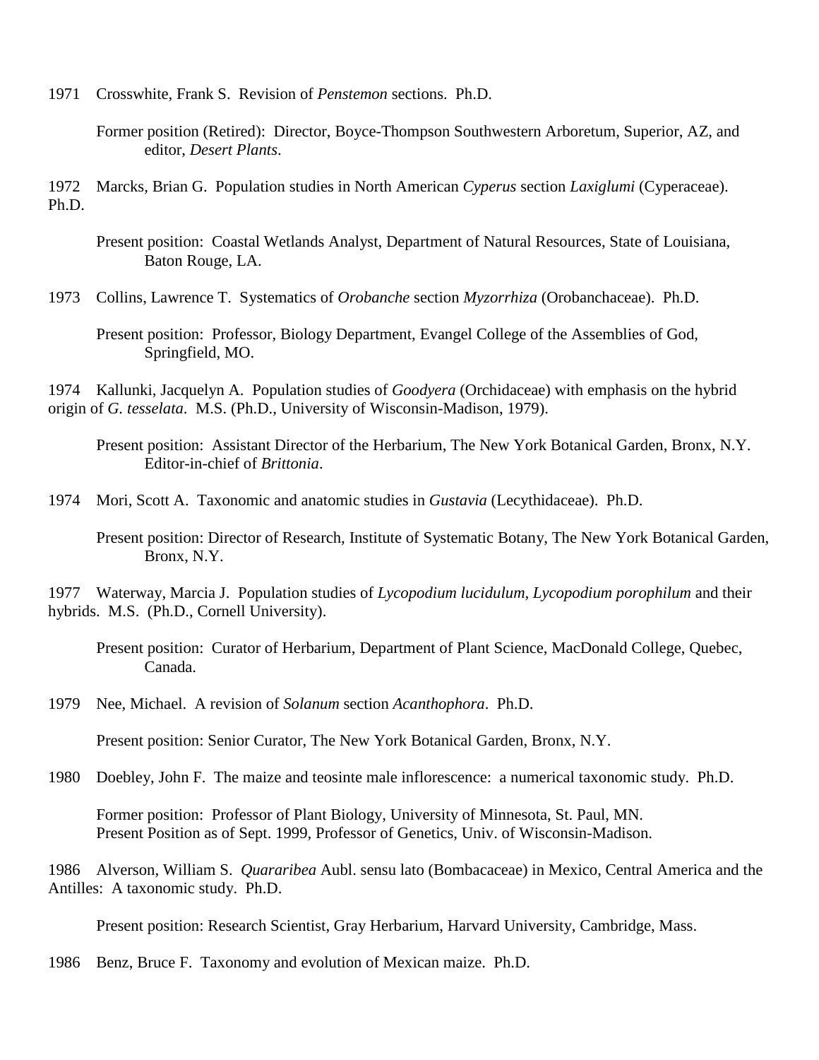1971 Crosswhite, Frank S. Revision of *Penstemon* sections. Ph.D.

Former position (Retired): Director, Boyce-Thompson Southwestern Arboretum, Superior, AZ, and editor, *Desert Plants*.

1972 Marcks, Brian G. Population studies in North American *Cyperus* section *Laxiglumi* (Cyperaceae). Ph.D.

Present position: Coastal Wetlands Analyst, Department of Natural Resources, State of Louisiana, Baton Rouge, LA.

1973 Collins, Lawrence T. Systematics of *Orobanche* section *Myzorrhiza* (Orobanchaceae). Ph.D.

Present position: Professor, Biology Department, Evangel College of the Assemblies of God, Springfield, MO.

1974 Kallunki, Jacquelyn A. Population studies of *Goodyera* (Orchidaceae) with emphasis on the hybrid origin of *G. tesselata*. M.S. (Ph.D., University of Wisconsin-Madison, 1979).

Present position: Assistant Director of the Herbarium, The New York Botanical Garden, Bronx, N.Y. Editor-in-chief of *Brittonia*.

1974 Mori, Scott A. Taxonomic and anatomic studies in *Gustavia* (Lecythidaceae). Ph.D.

Present position: Director of Research, Institute of Systematic Botany, The New York Botanical Garden, Bronx, N.Y.

1977 Waterway, Marcia J. Population studies of *Lycopodium lucidulum*, *Lycopodium porophilum* and their hybrids. M.S. (Ph.D., Cornell University).

Present position: Curator of Herbarium, Department of Plant Science, MacDonald College, Quebec, Canada.

1979 Nee, Michael. A revision of *Solanum* section *Acanthophora*. Ph.D.

Present position: Senior Curator, The New York Botanical Garden, Bronx, N.Y.

1980 Doebley, John F. The maize and teosinte male inflorescence: a numerical taxonomic study. Ph.D.

Former position: Professor of Plant Biology, University of Minnesota, St. Paul, MN.
Present Position as of Sept. 1999, Professor of Genetics, Univ. of Wisconsin-Madison.

1986 Alverson, William S. *Quararibea* Aubl. sensu lato (Bombacaceae) in Mexico, Central America and the Antilles: A taxonomic study. Ph.D.

Present position: Research Scientist, Gray Herbarium, Harvard University, Cambridge, Mass.

1986 Benz, Bruce F. Taxonomy and evolution of Mexican maize. Ph.D.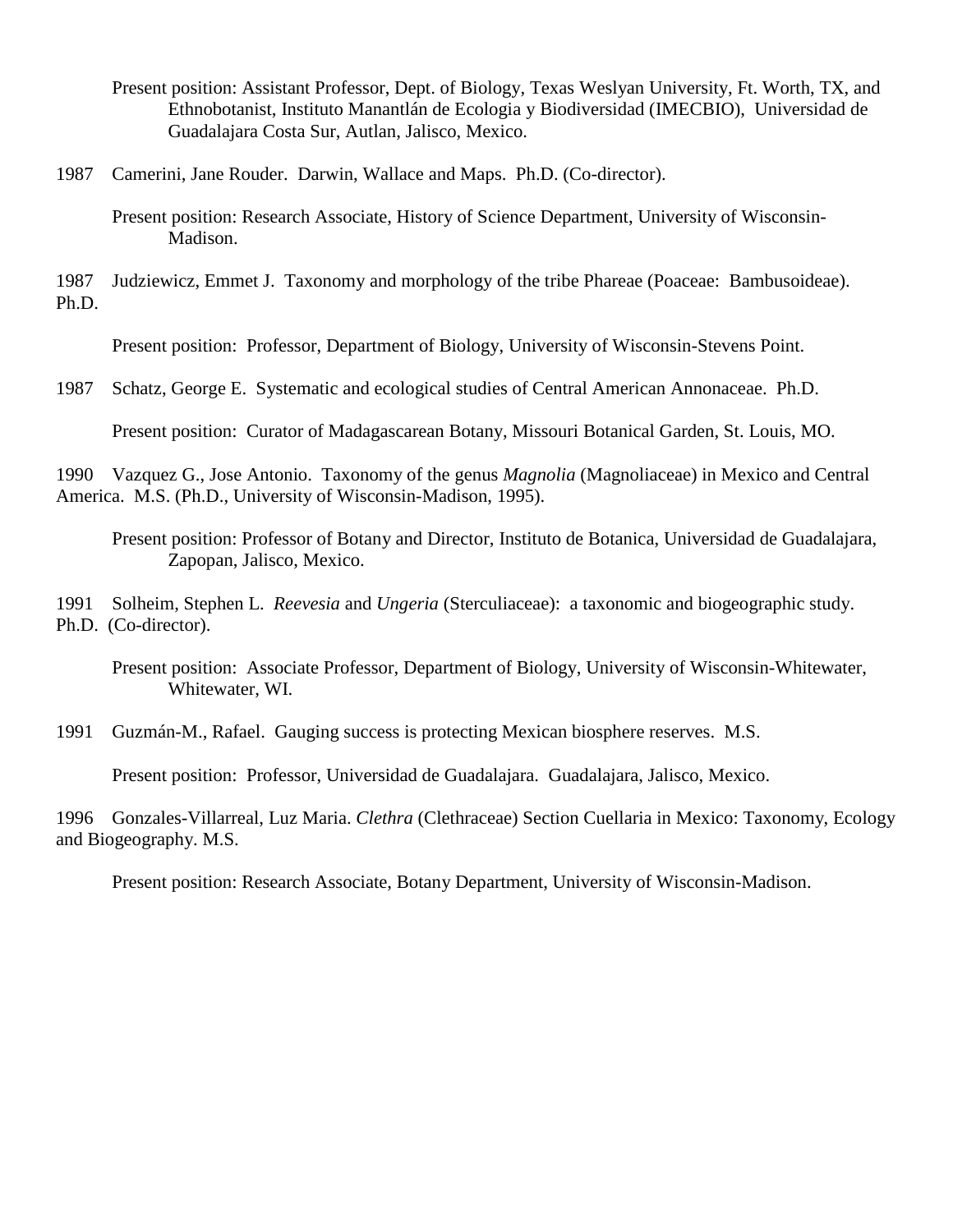Present position: Assistant Professor, Dept. of Biology, Texas Weslyan University, Ft. Worth, TX, and Ethnobotanist, Instituto Manantlán de Ecologia y Biodiversidad (IMECBIO), Universidad de Guadalajara Costa Sur, Autlan, Jalisco, Mexico.

1987 Camerini, Jane Rouder. Darwin, Wallace and Maps. Ph.D. (Co-director).

Present position: Research Associate, History of Science Department, University of Wisconsin-Madison.

1987 Judziewicz, Emmet J. Taxonomy and morphology of the tribe Phareae (Poaceae: Bambusoideae). Ph.D.

Present position: Professor, Department of Biology, University of Wisconsin-Stevens Point.

1987 Schatz, George E. Systematic and ecological studies of Central American Annonaceae. Ph.D.

Present position: Curator of Madagascarean Botany, Missouri Botanical Garden, St. Louis, MO.

1990 Vazquez G., Jose Antonio. Taxonomy of the genus *Magnolia* (Magnoliaceae) in Mexico and Central America. M.S. (Ph.D., University of Wisconsin-Madison, 1995).

Present position: Professor of Botany and Director, Instituto de Botanica, Universidad de Guadalajara, Zapopan, Jalisco, Mexico.

1991 Solheim, Stephen L. *Reevesia* and *Ungeria* (Sterculiaceae): a taxonomic and biogeographic study. Ph.D. (Co-director).

Present position: Associate Professor, Department of Biology, University of Wisconsin-Whitewater, Whitewater, WI.

1991 Guzmán-M., Rafael. Gauging success is protecting Mexican biosphere reserves. M.S.

Present position: Professor, Universidad de Guadalajara. Guadalajara, Jalisco, Mexico.

1996 Gonzales-Villarreal, Luz Maria. *Clethra* (Clethraceae) Section Cuellaria in Mexico: Taxonomy, Ecology and Biogeography. M.S.

Present position: Research Associate, Botany Department, University of Wisconsin-Madison.